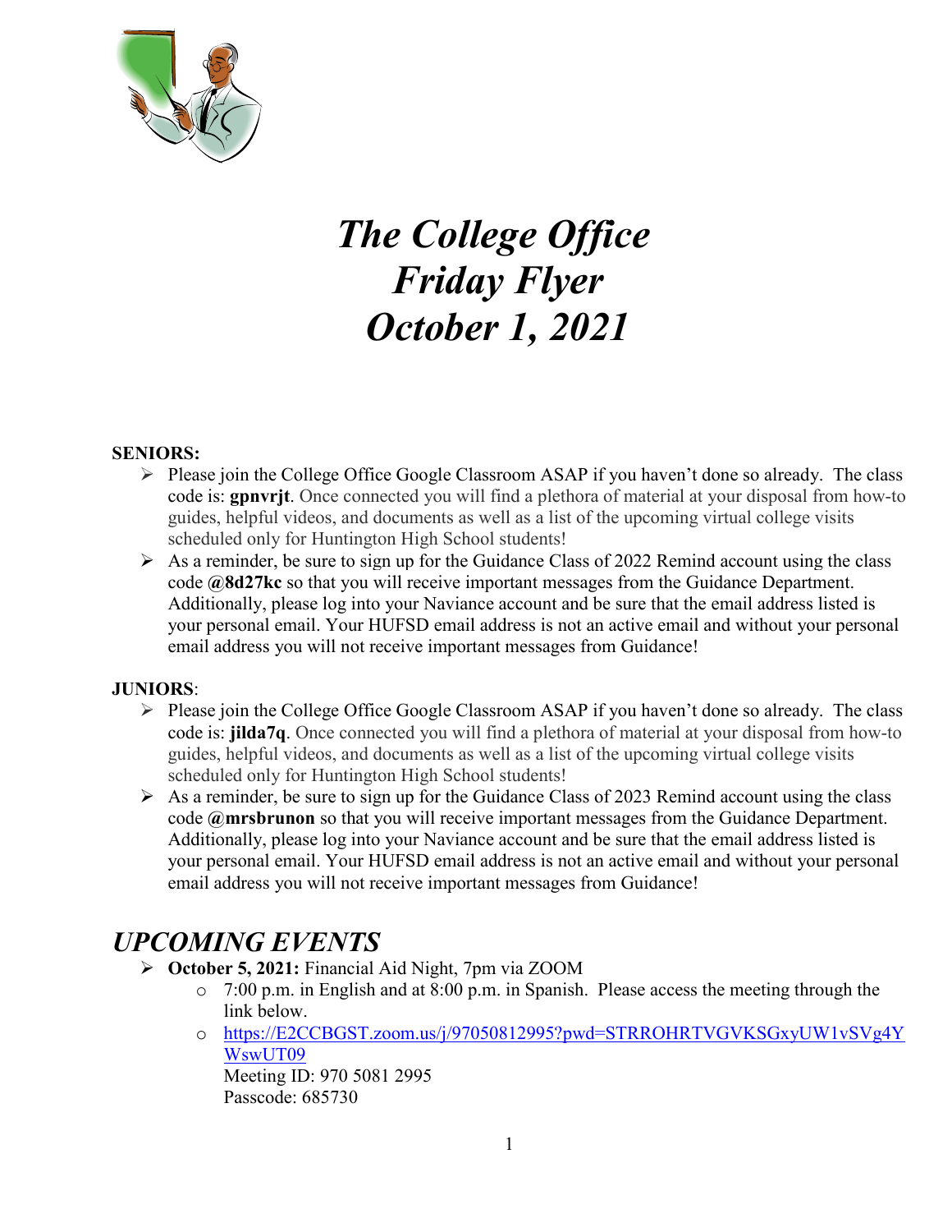# *The College Office Friday Flyer October 1, 2021*

**SENIORS:**

- Please join the College Office Google Classroom ASAP if you haven't done so already. The class code is: **gpnvrjt**. Once connected you will find a plethora of material at your disposal from how-to guides, helpful videos, and documents as well as a list of the upcoming virtual college visits scheduled only for Huntington High School students!
- As a reminder, be sure to sign up for the Guidance Class of 2022 Remind account using the class code **@8d27kc** so that you will receive important messages from the Guidance Department. Additionally, please log into your Naviance account and be sure that the email address listed is your personal email. Your HUFSD email address is not an active email and without your personal email address you will not receive important messages from Guidance!

**JUNIORS**:

- Please join the College Office Google Classroom ASAP if you haven't done so already. The class code is: **jilda7q**. Once connected you will find a plethora of material at your disposal from how-to guides, helpful videos, and documents as well as a list of the upcoming virtual college visits scheduled only for Huntington High School students!
- As a reminder, be sure to sign up for the Guidance Class of 2023 Remind account using the class code **@mrsbrunon** so that you will receive important messages from the Guidance Department. Additionally, please log into your Naviance account and be sure that the email address listed is your personal email. Your HUFSD email address is not an active email and without your personal email address you will not receive important messages from Guidance!

## *UPCOMING EVENTS*

- **October 5, 2021:** Financial Aid Night, 7pm via ZOOM
  - 7:00 p.m. in English and at 8:00 p.m. in Spanish. Please access the meeting through the link below.
  - https://E2CCBGST.zoom.us/j/97050812995?pwd=STRROHRTVGVKSGxyUW1vSVg4YWswUT09
    Meeting ID: 970 5081 2995
    Passcode: 685730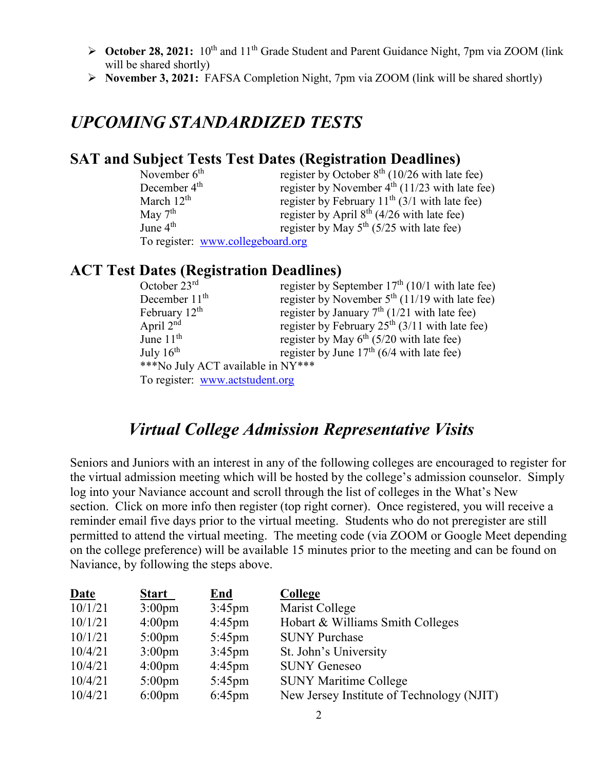- **October 28, 2021:** 10th and 11th Grade Student and Parent Guidance Night, 7pm via ZOOM (link will be shared shortly)
- **November 3, 2021:** FAFSA Completion Night, 7pm via ZOOM (link will be shared shortly)

# *UPCOMING STANDARDIZED TESTS*

## SAT and Subject Tests Test Dates (Registration Deadlines)

| | |
|---|---|
| November 6th | register by October 8th (10/26 with late fee) |
| December 4th | register by November 4th (11/23 with late fee) |
| March 12th | register by February 11th (3/1 with late fee) |
| May 7th | register by April 8th (4/26 with late fee) |
| June 4th | register by May 5th (5/25 with late fee) |

To register: [www.collegeboard.org](http://www.collegeboard.org)

## ACT Test Dates (Registration Deadlines)

| | |
|---|---|
| October 23rd | register by September 17th (10/1 with late fee) |
| December 11th | register by November 5th (11/19 with late fee) |
| February 12th | register by January 7th (1/21 with late fee) |
| April 2nd | register by February 25th (3/11 with late fee) |
| June 11th | register by May 6th (5/20 with late fee) |
| July 16th | register by June 17th (6/4 with late fee) |

***No July ACT available in NY***

To register: [www.actstudent.org](http://www.actstudent.org)

# *Virtual College Admission Representative Visits*

Seniors and Juniors with an interest in any of the following colleges are encouraged to register for the virtual admission meeting which will be hosted by the college's admission counselor. Simply log into your Naviance account and scroll through the list of colleges in the What's New section. Click on more info then register (top right corner). Once registered, you will receive a reminder email five days prior to the virtual meeting. Students who do not preregister are still permitted to attend the virtual meeting. The meeting code (via ZOOM or Google Meet depending on the college preference) will be available 15 minutes prior to the meeting and can be found on Naviance, by following the steps above.

| Date | Start | End | College |
|---|---|---|---|
| 10/1/21 | 3:00pm | 3:45pm | Marist College |
| 10/1/21 | 4:00pm | 4:45pm | Hobart & Williams Smith Colleges |
| 10/1/21 | 5:00pm | 5:45pm | SUNY Purchase |
| 10/4/21 | 3:00pm | 3:45pm | St. John's University |
| 10/4/21 | 4:00pm | 4:45pm | SUNY Geneseo |
| 10/4/21 | 5:00pm | 5:45pm | SUNY Maritime College |
| 10/4/21 | 6:00pm | 6:45pm | New Jersey Institute of Technology (NJIT) |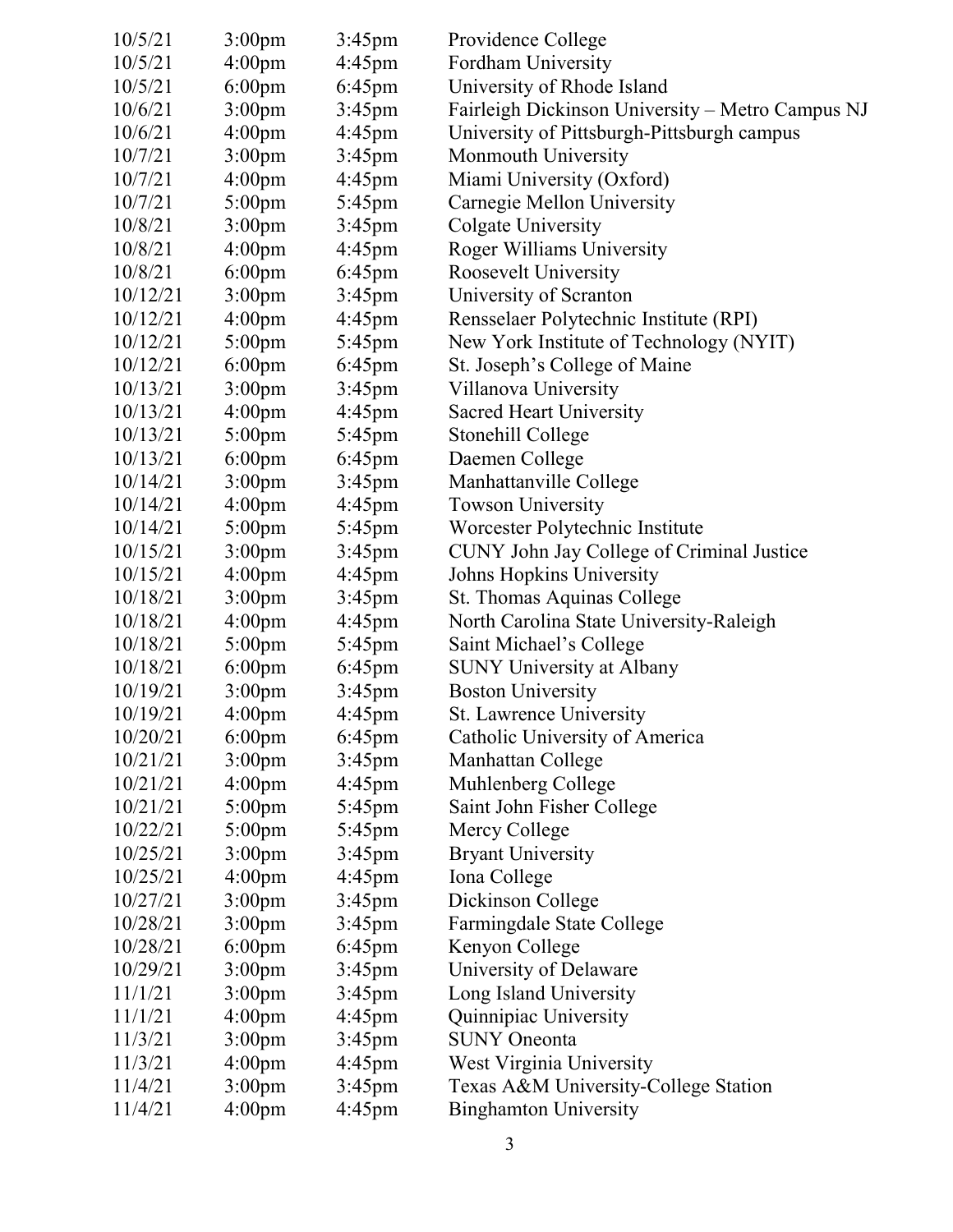| | | | |
|---|---|---|---|
| 10/5/21 | 3:00pm | 3:45pm | Providence College |
| 10/5/21 | 4:00pm | 4:45pm | Fordham University |
| 10/5/21 | 6:00pm | 6:45pm | University of Rhode Island |
| 10/6/21 | 3:00pm | 3:45pm | Fairleigh Dickinson University – Metro Campus NJ |
| 10/6/21 | 4:00pm | 4:45pm | University of Pittsburgh-Pittsburgh campus |
| 10/7/21 | 3:00pm | 3:45pm | Monmouth University |
| 10/7/21 | 4:00pm | 4:45pm | Miami University (Oxford) |
| 10/7/21 | 5:00pm | 5:45pm | Carnegie Mellon University |
| 10/8/21 | 3:00pm | 3:45pm | Colgate University |
| 10/8/21 | 4:00pm | 4:45pm | Roger Williams University |
| 10/8/21 | 6:00pm | 6:45pm | Roosevelt University |
| 10/12/21 | 3:00pm | 3:45pm | University of Scranton |
| 10/12/21 | 4:00pm | 4:45pm | Rensselaer Polytechnic Institute (RPI) |
| 10/12/21 | 5:00pm | 5:45pm | New York Institute of Technology (NYIT) |
| 10/12/21 | 6:00pm | 6:45pm | St. Joseph's College of Maine |
| 10/13/21 | 3:00pm | 3:45pm | Villanova University |
| 10/13/21 | 4:00pm | 4:45pm | Sacred Heart University |
| 10/13/21 | 5:00pm | 5:45pm | Stonehill College |
| 10/13/21 | 6:00pm | 6:45pm | Daemen College |
| 10/14/21 | 3:00pm | 3:45pm | Manhattanville College |
| 10/14/21 | 4:00pm | 4:45pm | Towson University |
| 10/14/21 | 5:00pm | 5:45pm | Worcester Polytechnic Institute |
| 10/15/21 | 3:00pm | 3:45pm | CUNY John Jay College of Criminal Justice |
| 10/15/21 | 4:00pm | 4:45pm | Johns Hopkins University |
| 10/18/21 | 3:00pm | 3:45pm | St. Thomas Aquinas College |
| 10/18/21 | 4:00pm | 4:45pm | North Carolina State University-Raleigh |
| 10/18/21 | 5:00pm | 5:45pm | Saint Michael's College |
| 10/18/21 | 6:00pm | 6:45pm | SUNY University at Albany |
| 10/19/21 | 3:00pm | 3:45pm | Boston University |
| 10/19/21 | 4:00pm | 4:45pm | St. Lawrence University |
| 10/20/21 | 6:00pm | 6:45pm | Catholic University of America |
| 10/21/21 | 3:00pm | 3:45pm | Manhattan College |
| 10/21/21 | 4:00pm | 4:45pm | Muhlenberg College |
| 10/21/21 | 5:00pm | 5:45pm | Saint John Fisher College |
| 10/22/21 | 5:00pm | 5:45pm | Mercy College |
| 10/25/21 | 3:00pm | 3:45pm | Bryant University |
| 10/25/21 | 4:00pm | 4:45pm | Iona College |
| 10/27/21 | 3:00pm | 3:45pm | Dickinson College |
| 10/28/21 | 3:00pm | 3:45pm | Farmingdale State College |
| 10/28/21 | 6:00pm | 6:45pm | Kenyon College |
| 10/29/21 | 3:00pm | 3:45pm | University of Delaware |
| 11/1/21 | 3:00pm | 3:45pm | Long Island University |
| 11/1/21 | 4:00pm | 4:45pm | Quinnipiac University |
| 11/3/21 | 3:00pm | 3:45pm | SUNY Oneonta |
| 11/3/21 | 4:00pm | 4:45pm | West Virginia University |
| 11/4/21 | 3:00pm | 3:45pm | Texas A&M University-College Station |
| 11/4/21 | 4:00pm | 4:45pm | Binghamton University |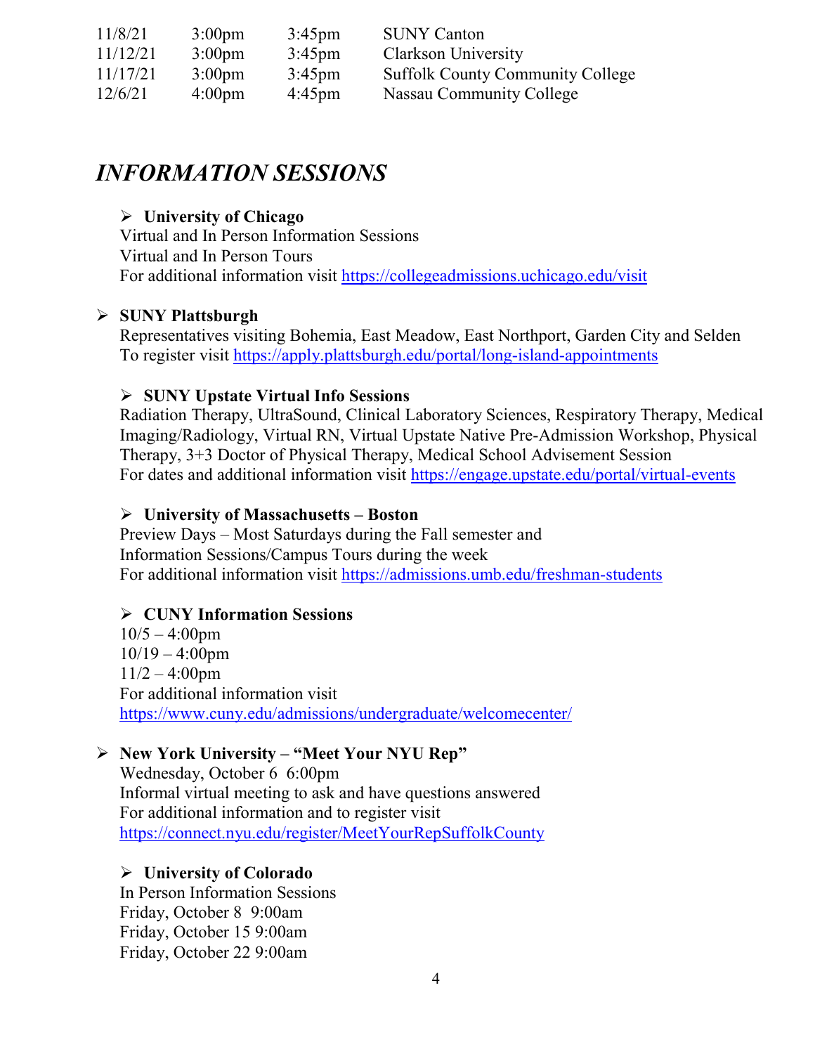| | | | |
|---|---|---|---|
| 11/8/21 | 3:00pm | 3:45pm | SUNY Canton |
| 11/12/21 | 3:00pm | 3:45pm | Clarkson University |
| 11/17/21 | 3:00pm | 3:45pm | Suffolk County Community College |
| 12/6/21 | 4:00pm | 4:45pm | Nassau Community College |

## *INFORMATION SESSIONS*

- **University of Chicago**
  Virtual and In Person Information Sessions
  Virtual and In Person Tours
  For additional information visit https://collegeadmissions.uchicago.edu/visit

- **SUNY Plattsburgh**
  Representatives visiting Bohemia, East Meadow, East Northport, Garden City and Selden
  To register visit https://apply.plattsburgh.edu/portal/long-island-appointments

- **SUNY Upstate Virtual Info Sessions**
  Radiation Therapy, UltraSound, Clinical Laboratory Sciences, Respiratory Therapy, Medical Imaging/Radiology, Virtual RN, Virtual Upstate Native Pre-Admission Workshop, Physical Therapy, 3+3 Doctor of Physical Therapy, Medical School Advisement Session
  For dates and additional information visit https://engage.upstate.edu/portal/virtual-events

- **University of Massachusetts – Boston**
  Preview Days – Most Saturdays during the Fall semester and
  Information Sessions/Campus Tours during the week
  For additional information visit https://admissions.umb.edu/freshman-students

- **CUNY Information Sessions**
  10/5 – 4:00pm
  10/19 – 4:00pm
  11/2 – 4:00pm
  For additional information visit
  https://www.cuny.edu/admissions/undergraduate/welcomecenter/

- **New York University – "Meet Your NYU Rep"**
  Wednesday, October 6 6:00pm
  Informal virtual meeting to ask and have questions answered
  For additional information and to register visit
  https://connect.nyu.edu/register/MeetYourRepSuffolkCounty

- **University of Colorado**
  In Person Information Sessions
  Friday, October 8 9:00am
  Friday, October 15 9:00am
  Friday, October 22 9:00am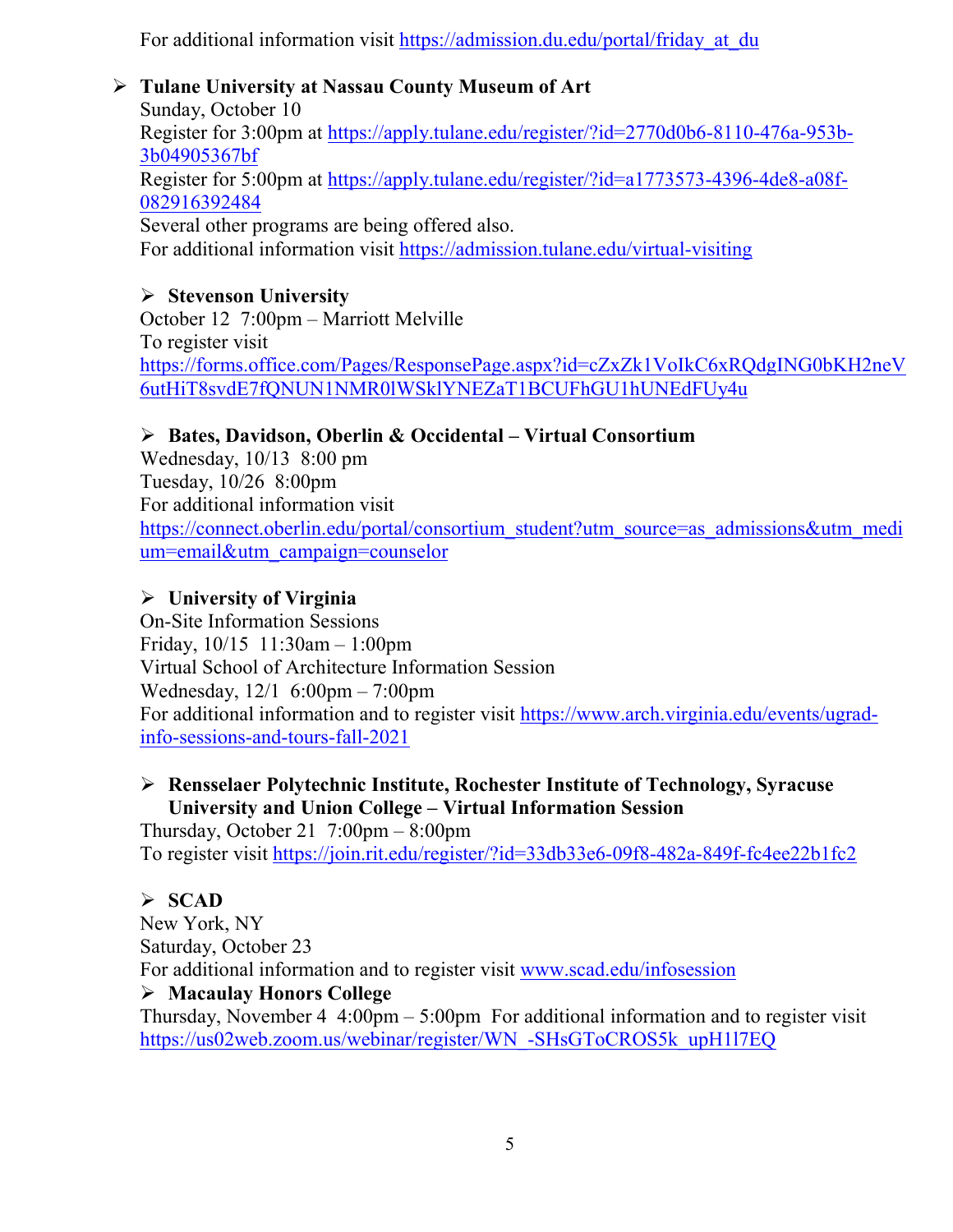For additional information visit https://admission.du.edu/portal/friday_at_du

- **Tulane University at Nassau County Museum of Art**
  Sunday, October 10
  Register for 3:00pm at https://apply.tulane.edu/register/?id=2770d0b6-8110-476a-953b-3b04905367bf
  Register for 5:00pm at https://apply.tulane.edu/register/?id=a1773573-4396-4de8-a08f-082916392484
  Several other programs are being offered also.
  For additional information visit https://admission.tulane.edu/virtual-visiting

- **Stevenson University**
  October 12 7:00pm – Marriott Melville
  To register visit
  https://forms.office.com/Pages/ResponsePage.aspx?id=cZxZk1VoIkC6xRQdgING0bKH2neV6utHiT8svdE7fQNUN1NMR0lWSklYNEZaT1BCUFhGU1hUNEdFUy4u

- **Bates, Davidson, Oberlin & Occidental – Virtual Consortium**
  Wednesday, 10/13 8:00 pm
  Tuesday, 10/26 8:00pm
  For additional information visit
  https://connect.oberlin.edu/portal/consortium_student?utm_source=as_admissions&utm_medium=email&utm_campaign=counselor

- **University of Virginia**
  On-Site Information Sessions
  Friday, 10/15 11:30am – 1:00pm
  Virtual School of Architecture Information Session
  Wednesday, 12/1 6:00pm – 7:00pm
  For additional information and to register visit https://www.arch.virginia.edu/events/ugrad-info-sessions-and-tours-fall-2021

- **Rensselaer Polytechnic Institute, Rochester Institute of Technology, Syracuse University and Union College – Virtual Information Session**
  Thursday, October 21 7:00pm – 8:00pm
  To register visit https://join.rit.edu/register/?id=33db33e6-09f8-482a-849f-fc4ee22b1fc2

- **SCAD**
  New York, NY
  Saturday, October 23
  For additional information and to register visit www.scad.edu/infosession

- **Macaulay Honors College**
  Thursday, November 4 4:00pm – 5:00pm For additional information and to register visit https://us02web.zoom.us/webinar/register/WN_-SHsGToCROS5k_upH1l7EQ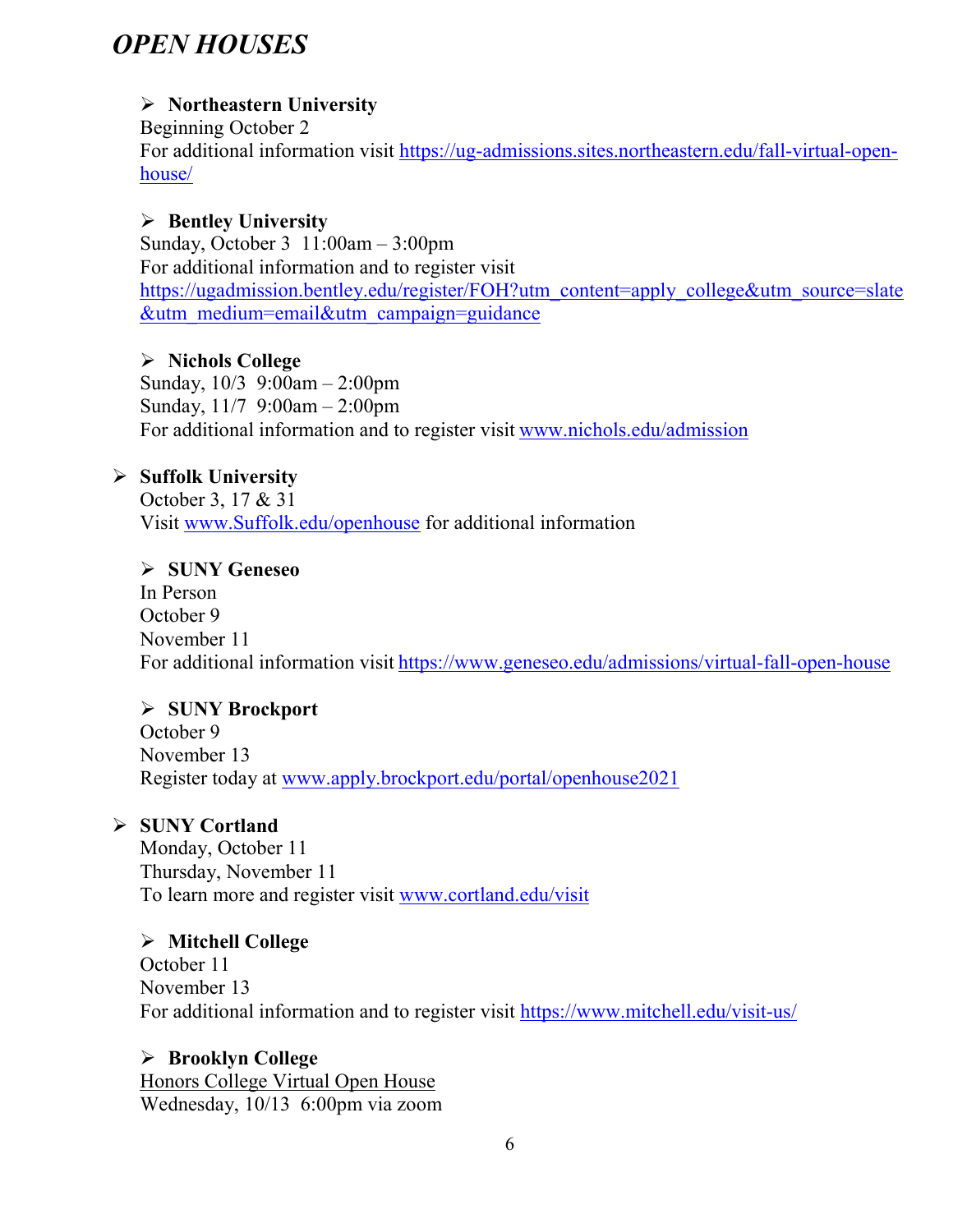## *OPEN HOUSES*

- **Northeastern University**
  Beginning October 2
  For additional information visit https://ug-admissions.sites.northeastern.edu/fall-virtual-open-house/

- **Bentley University**
  Sunday, October 3 11:00am – 3:00pm
  For additional information and to register visit https://ugadmission.bentley.edu/register/FOH?utm_content=apply_college&utm_source=slate&utm_medium=email&utm_campaign=guidance

- **Nichols College**
  Sunday, 10/3 9:00am – 2:00pm
  Sunday, 11/7 9:00am – 2:00pm
  For additional information and to register visit www.nichols.edu/admission

- **Suffolk University**
  October 3, 17 & 31
  Visit www.Suffolk.edu/openhouse for additional information

- **SUNY Geneseo**
  In Person
  October 9
  November 11
  For additional information visit https://www.geneseo.edu/admissions/virtual-fall-open-house

- **SUNY Brockport**
  October 9
  November 13
  Register today at www.apply.brockport.edu/portal/openhouse2021

- **SUNY Cortland**
  Monday, October 11
  Thursday, November 11
  To learn more and register visit www.cortland.edu/visit

- **Mitchell College**
  October 11
  November 13
  For additional information and to register visit https://www.mitchell.edu/visit-us/

- **Brooklyn College**
  Honors College Virtual Open House
  Wednesday, 10/13 6:00pm via zoom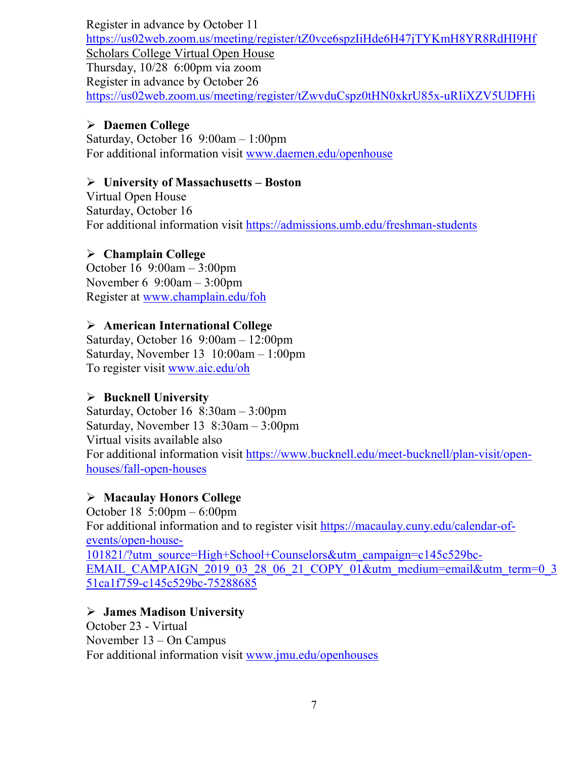Register in advance by October 11
https://us02web.zoom.us/meeting/register/tZ0vce6spzIiHde6H47jTYKmH8YR8RdHI9Hf
Scholars College Virtual Open House
Thursday, 10/28 6:00pm via zoom
Register in advance by October 26
https://us02web.zoom.us/meeting/register/tZwvduCspz0tHN0xkrU85x-uRIiXZV5UDFHi

- **Daemen College**

Saturday, October 16 9:00am – 1:00pm
For additional information visit www.daemen.edu/openhouse

- **University of Massachusetts – Boston**

Virtual Open House
Saturday, October 16
For additional information visit https://admissions.umb.edu/freshman-students

- **Champlain College**

October 16 9:00am – 3:00pm
November 6 9:00am – 3:00pm
Register at www.champlain.edu/foh

- **American International College**

Saturday, October 16 9:00am – 12:00pm
Saturday, November 13 10:00am – 1:00pm
To register visit www.aic.edu/oh

- **Bucknell University**

Saturday, October 16 8:30am – 3:00pm
Saturday, November 13 8:30am – 3:00pm
Virtual visits available also
For additional information visit https://www.bucknell.edu/meet-bucknell/plan-visit/open-houses/fall-open-houses

- **Macaulay Honors College**

October 18 5:00pm – 6:00pm
For additional information and to register visit https://macaulay.cuny.edu/calendar-of-events/open-house-101821/?utm_source=High+School+Counselors&utm_campaign=c145c529bc-EMAIL_CAMPAIGN_2019_03_28_06_21_COPY_01&utm_medium=email&utm_term=0_351ca1f759-c145c529bc-75288685

- **James Madison University**

October 23 - Virtual
November 13 – On Campus
For additional information visit www.jmu.edu/openhouses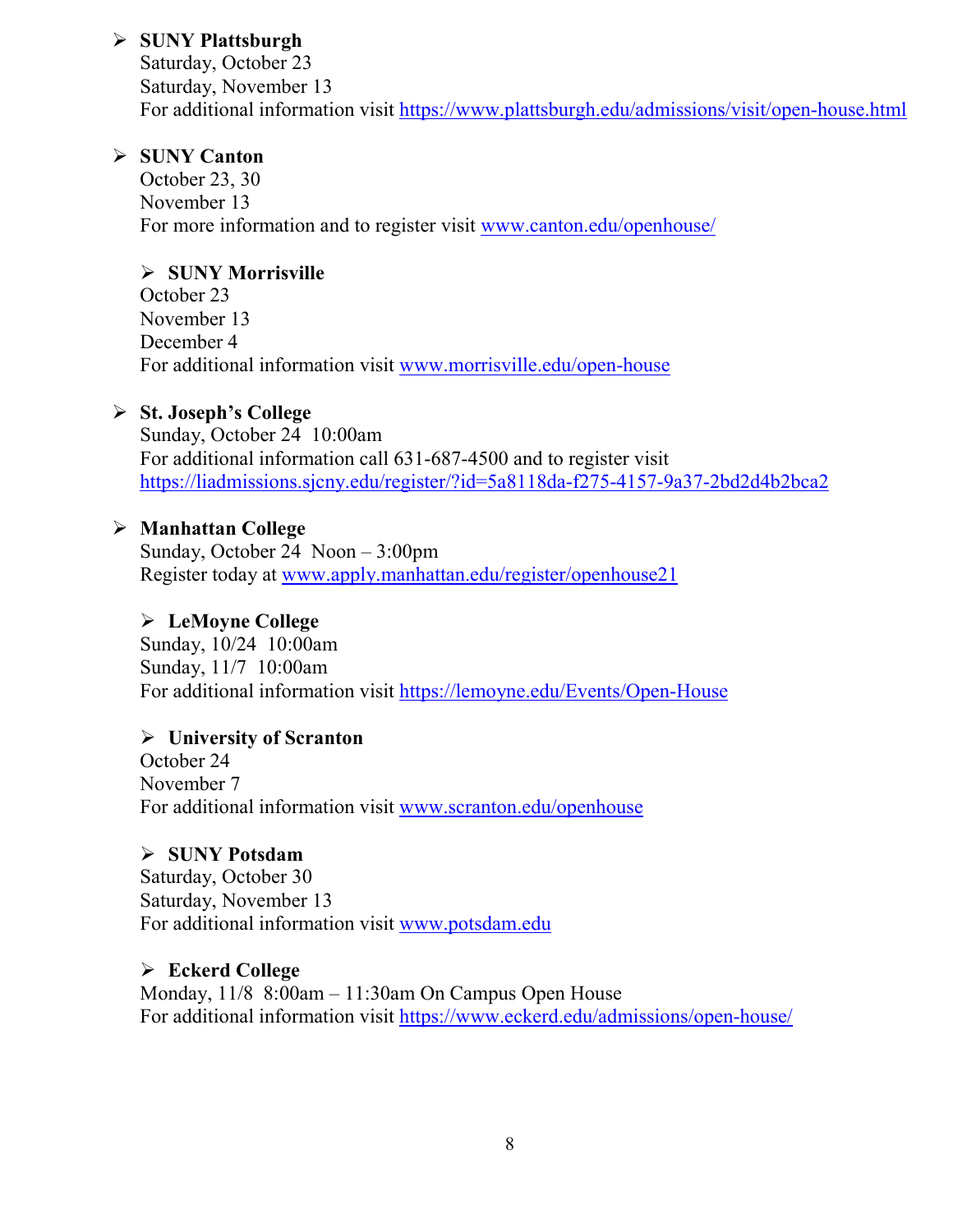- **SUNY Plattsburgh**
  Saturday, October 23
  Saturday, November 13
  For additional information visit https://www.plattsburgh.edu/admissions/visit/open-house.html

- **SUNY Canton**
  October 23, 30
  November 13
  For more information and to register visit www.canton.edu/openhouse/

- **SUNY Morrisville**
  October 23
  November 13
  December 4
  For additional information visit www.morrisville.edu/open-house

- **St. Joseph's College**
  Sunday, October 24 10:00am
  For additional information call 631-687-4500 and to register visit https://liadmissions.sjcny.edu/register/?id=5a8118da-f275-4157-9a37-2bd2d4b2bca2

- **Manhattan College**
  Sunday, October 24 Noon – 3:00pm
  Register today at www.apply.manhattan.edu/register/openhouse21

- **LeMoyne College**
  Sunday, 10/24 10:00am
  Sunday, 11/7 10:00am
  For additional information visit https://lemoyne.edu/Events/Open-House

- **University of Scranton**
  October 24
  November 7
  For additional information visit www.scranton.edu/openhouse

- **SUNY Potsdam**
  Saturday, October 30
  Saturday, November 13
  For additional information visit www.potsdam.edu

- **Eckerd College**
  Monday, 11/8 8:00am – 11:30am On Campus Open House
  For additional information visit https://www.eckerd.edu/admissions/open-house/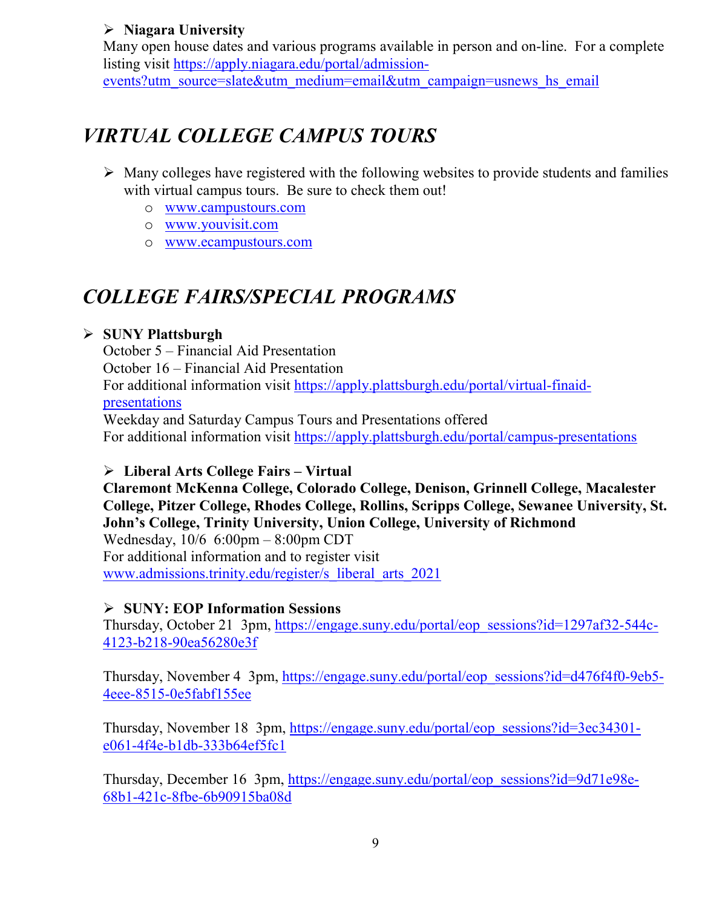- **Niagara University**
  Many open house dates and various programs available in person and on-line. For a complete listing visit https://apply.niagara.edu/portal/admission-events?utm_source=slate&utm_medium=email&utm_campaign=usnews_hs_email

## *VIRTUAL COLLEGE CAMPUS TOURS*

- Many colleges have registered with the following websites to provide students and families with virtual campus tours. Be sure to check them out!
  - www.campustours.com
  - www.youvisit.com
  - www.ecampustours.com

## *COLLEGE FAIRS/SPECIAL PROGRAMS*

- **SUNY Plattsburgh**
  October 5 – Financial Aid Presentation
  October 16 – Financial Aid Presentation
  For additional information visit https://apply.plattsburgh.edu/portal/virtual-finaid-presentations
  Weekday and Saturday Campus Tours and Presentations offered
  For additional information visit https://apply.plattsburgh.edu/portal/campus-presentations

- **Liberal Arts College Fairs – Virtual**
  **Claremont McKenna College, Colorado College, Denison, Grinnell College, Macalester College, Pitzer College, Rhodes College, Rollins, Scripps College, Sewanee University, St. John's College, Trinity University, Union College, University of Richmond**
  Wednesday, 10/6 6:00pm – 8:00pm CDT
  For additional information and to register visit www.admissions.trinity.edu/register/s_liberal_arts_2021

- **SUNY: EOP Information Sessions**
  Thursday, October 21 3pm, https://engage.suny.edu/portal/eop_sessions?id=1297af32-544c-4123-b218-90ea56280e3f

  Thursday, November 4 3pm, https://engage.suny.edu/portal/eop_sessions?id=d476f4f0-9eb5-4eee-8515-0e5fabf155ee

  Thursday, November 18 3pm, https://engage.suny.edu/portal/eop_sessions?id=3ec34301-e061-4f4e-b1db-333b64ef5fc1

  Thursday, December 16 3pm, https://engage.suny.edu/portal/eop_sessions?id=9d71e98e-68b1-421c-8fbe-6b90915ba08d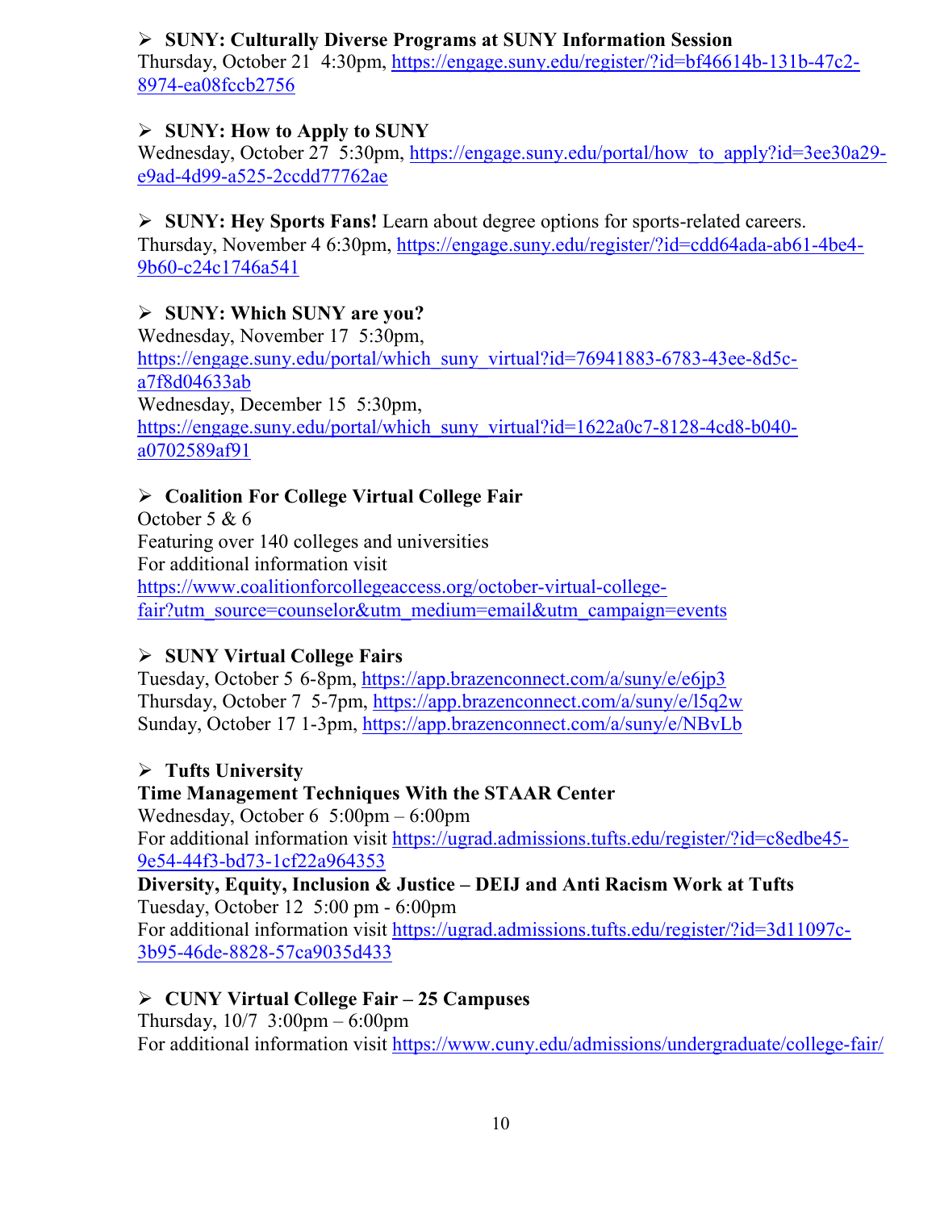- **SUNY: Culturally Diverse Programs at SUNY Information Session**
  Thursday, October 21  4:30pm, https://engage.suny.edu/register/?id=bf46614b-131b-47c2-8974-ea08fccb2756

- **SUNY: How to Apply to SUNY**
  Wednesday, October 27  5:30pm, https://engage.suny.edu/portal/how_to_apply?id=3ee30a29-e9ad-4d99-a525-2ccdd77762ae

- **SUNY: Hey Sports Fans!** Learn about degree options for sports-related careers.
  Thursday, November 4 6:30pm, https://engage.suny.edu/register/?id=cdd64ada-ab61-4be4-9b60-c24c1746a541

- **SUNY: Which SUNY are you?**
  Wednesday, November 17  5:30pm,
  https://engage.suny.edu/portal/which_suny_virtual?id=76941883-6783-43ee-8d5c-a7f8d04633ab
  Wednesday, December 15  5:30pm,
  https://engage.suny.edu/portal/which_suny_virtual?id=1622a0c7-8128-4cd8-b040-a0702589af91

- **Coalition For College Virtual College Fair**
  October 5 & 6
  Featuring over 140 colleges and universities
  For additional information visit
  https://www.coalitionforcollegeaccess.org/october-virtual-college-fair?utm_source=counselor&utm_medium=email&utm_campaign=events

- **SUNY Virtual College Fairs**
  Tuesday, October 5 6-8pm, https://app.brazenconnect.com/a/suny/e/e6jp3
  Thursday, October 7  5-7pm, https://app.brazenconnect.com/a/suny/e/l5q2w
  Sunday, October 17 1-3pm, https://app.brazenconnect.com/a/suny/e/NBvLb

- **Tufts University**
  **Time Management Techniques With the STAAR Center**
  Wednesday, October 6  5:00pm – 6:00pm
  For additional information visit https://ugrad.admissions.tufts.edu/register/?id=c8edbe45-9e54-44f3-bd73-1cf22a964353
  **Diversity, Equity, Inclusion & Justice – DEIJ and Anti Racism Work at Tufts**
  Tuesday, October 12  5:00 pm - 6:00pm
  For additional information visit https://ugrad.admissions.tufts.edu/register/?id=3d11097c-3b95-46de-8828-57ca9035d433

- **CUNY Virtual College Fair – 25 Campuses**
  Thursday, 10/7  3:00pm – 6:00pm
  For additional information visit https://www.cuny.edu/admissions/undergraduate/college-fair/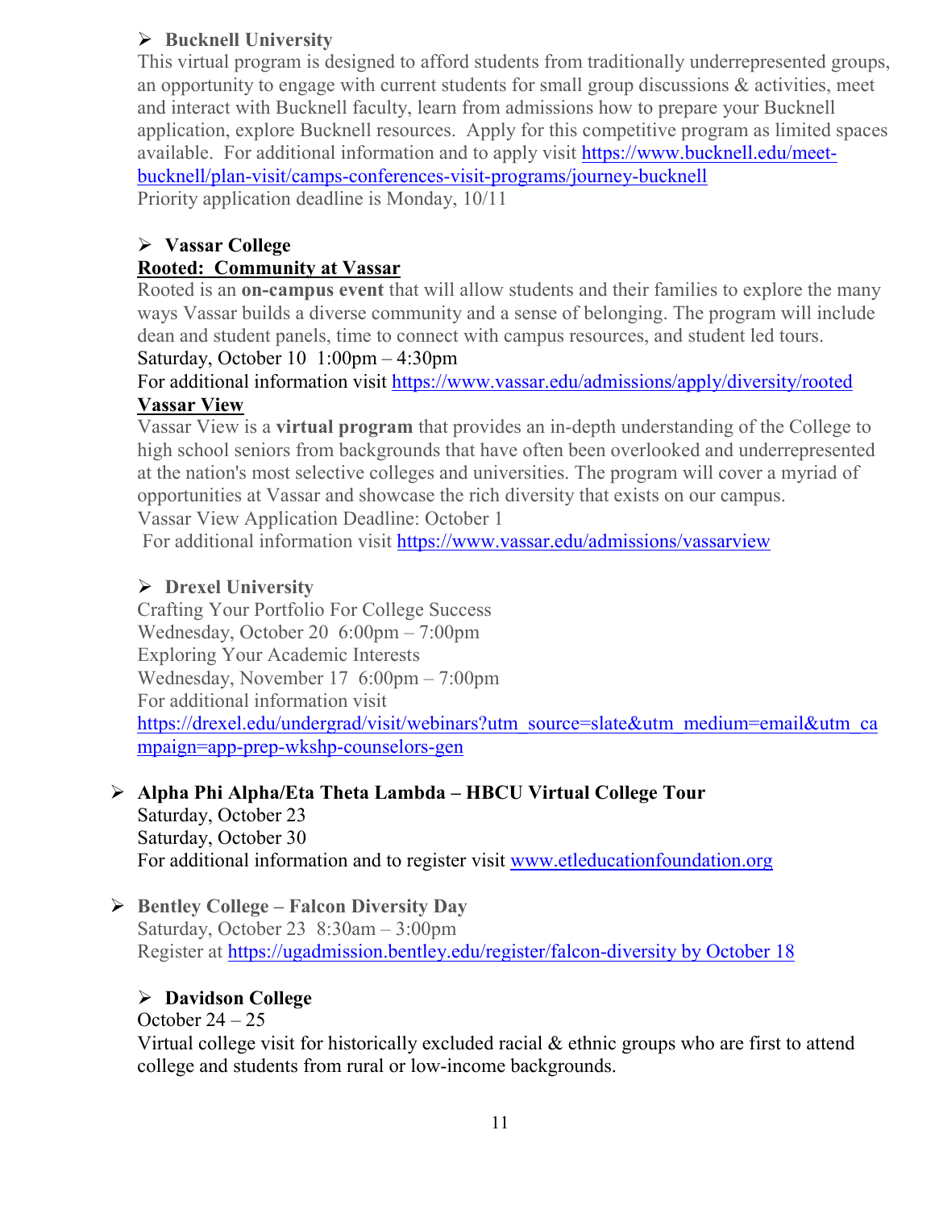- **Bucknell University**

  This virtual program is designed to afford students from traditionally underrepresented groups, an opportunity to engage with current students for small group discussions & activities, meet and interact with Bucknell faculty, learn from admissions how to prepare your Bucknell application, explore Bucknell resources. Apply for this competitive program as limited spaces available. For additional information and to apply visit https://www.bucknell.edu/meet-bucknell/plan-visit/camps-conferences-visit-programs/journey-bucknell

  Priority application deadline is Monday, 10/11

- **Vassar College**

  **Rooted: Community at Vassar**

  Rooted is an **on-campus event** that will allow students and their families to explore the many ways Vassar builds a diverse community and a sense of belonging. The program will include dean and student panels, time to connect with campus resources, and student led tours.

  Saturday, October 10 1:00pm – 4:30pm

  For additional information visit https://www.vassar.edu/admissions/apply/diversity/rooted

  **Vassar View**

  Vassar View is a **virtual program** that provides an in-depth understanding of the College to high school seniors from backgrounds that have often been overlooked and underrepresented at the nation's most selective colleges and universities. The program will cover a myriad of opportunities at Vassar and showcase the rich diversity that exists on our campus.

  Vassar View Application Deadline: October 1

  For additional information visit https://www.vassar.edu/admissions/vassarview

- **Drexel University**

  Crafting Your Portfolio For College Success

  Wednesday, October 20 6:00pm – 7:00pm

  Exploring Your Academic Interests

  Wednesday, November 17 6:00pm – 7:00pm

  For additional information visit https://drexel.edu/undergrad/visit/webinars?utm_source=slate&utm_medium=email&utm_campaign=app-prep-wkshp-counselors-gen

- **Alpha Phi Alpha/Eta Theta Lambda – HBCU Virtual College Tour**

  Saturday, October 23

  Saturday, October 30

  For additional information and to register visit www.etleducationfoundation.org

- **Bentley College – Falcon Diversity Day**

  Saturday, October 23 8:30am – 3:00pm

  Register at https://ugadmission.bentley.edu/register/falcon-diversity by October 18

- **Davidson College**

  October 24 – 25

  Virtual college visit for historically excluded racial & ethnic groups who are first to attend college and students from rural or low-income backgrounds.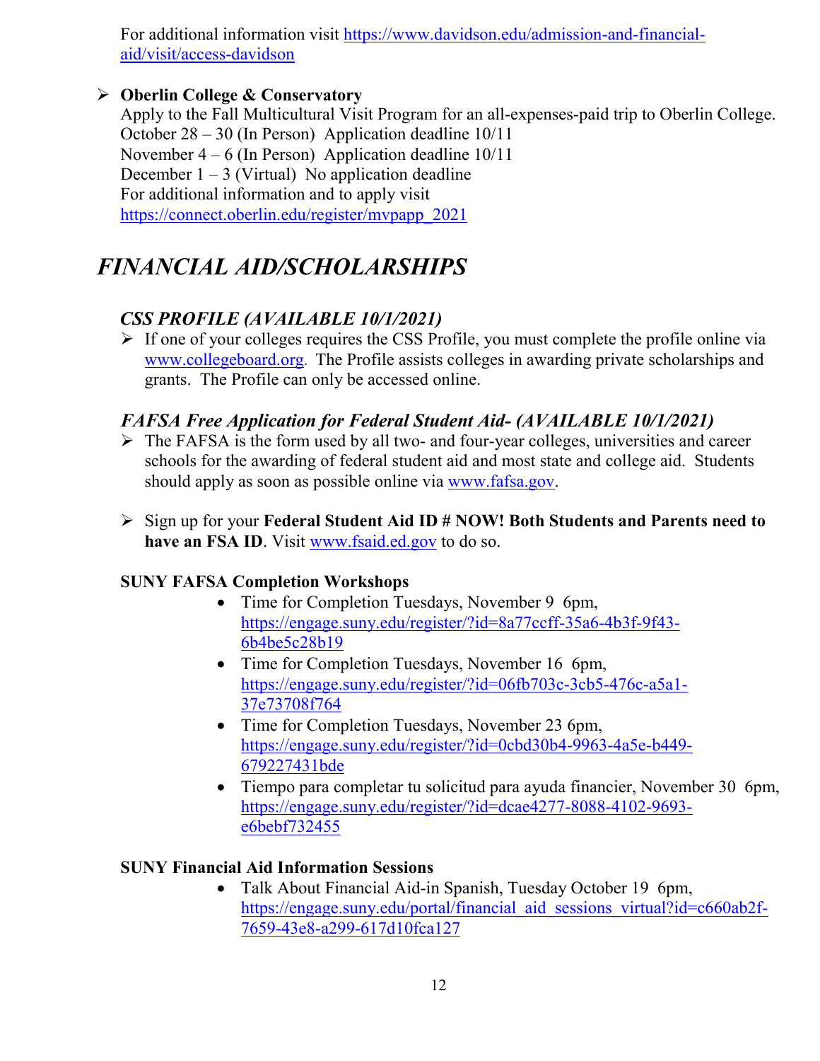For additional information visit [https://www.davidson.edu/admission-and-financial-aid/visit/access-davidson](https://www.davidson.edu/admission-and-financial-aid/visit/access-davidson)

- **Oberlin College & Conservatory**
  Apply to the Fall Multicultural Visit Program for an all-expenses-paid trip to Oberlin College.
  October 28 – 30 (In Person) Application deadline 10/11
  November 4 – 6 (In Person) Application deadline 10/11
  December 1 – 3 (Virtual) No application deadline
  For additional information and to apply visit [https://connect.oberlin.edu/register/mvpapp_2021](https://connect.oberlin.edu/register/mvpapp_2021)

# *FINANCIAL AID/SCHOLARSHIPS*

## *CSS PROFILE (AVAILABLE 10/1/2021)*

- If one of your colleges requires the CSS Profile, you must complete the profile online via [www.collegeboard.org](http://www.collegeboard.org). The Profile assists colleges in awarding private scholarships and grants. The Profile can only be accessed online.

## *FAFSA Free Application for Federal Student Aid- (AVAILABLE 10/1/2021)*

- The FAFSA is the form used by all two- and four-year colleges, universities and career schools for the awarding of federal student aid and most state and college aid. Students should apply as soon as possible online via [www.fafsa.gov](http://www.fafsa.gov).

- Sign up for your **Federal Student Aid ID # NOW! Both Students and Parents need to have an FSA ID**. Visit [www.fsaid.ed.gov](http://www.fsaid.ed.gov) to do so.

**SUNY FAFSA Completion Workshops**

- Time for Completion Tuesdays, November 9 6pm, [https://engage.suny.edu/register/?id=8a77ccff-35a6-4b3f-9f43-6b4be5c28b19](https://engage.suny.edu/register/?id=8a77ccff-35a6-4b3f-9f43-6b4be5c28b19)
- Time for Completion Tuesdays, November 16 6pm, [https://engage.suny.edu/register/?id=06fb703c-3cb5-476c-a5a1-37e73708f764](https://engage.suny.edu/register/?id=06fb703c-3cb5-476c-a5a1-37e73708f764)
- Time for Completion Tuesdays, November 23 6pm, [https://engage.suny.edu/register/?id=0cbd30b4-9963-4a5e-b449-679227431bde](https://engage.suny.edu/register/?id=0cbd30b4-9963-4a5e-b449-679227431bde)
- Tiempo para completar tu solicitud para ayuda financier, November 30 6pm, [https://engage.suny.edu/register/?id=dcae4277-8088-4102-9693-e6bebf732455](https://engage.suny.edu/register/?id=dcae4277-8088-4102-9693-e6bebf732455)

**SUNY Financial Aid Information Sessions**

- Talk About Financial Aid-in Spanish, Tuesday October 19 6pm, [https://engage.suny.edu/portal/financial_aid_sessions_virtual?id=c660ab2f-7659-43e8-a299-617d10fca127](https://engage.suny.edu/portal/financial_aid_sessions_virtual?id=c660ab2f-7659-43e8-a299-617d10fca127)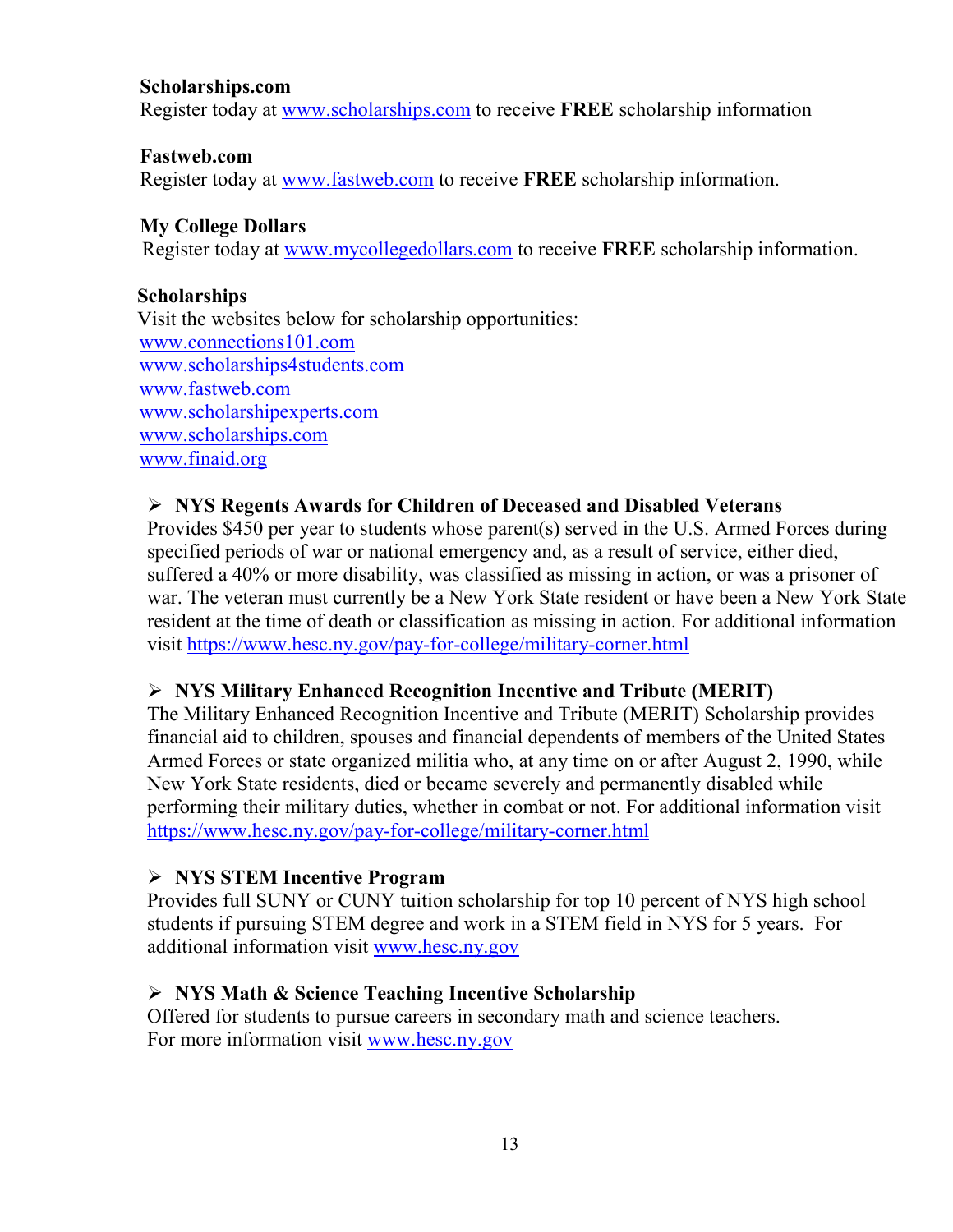**Scholarships.com**
Register today at [www.scholarships.com](http://www.scholarships.com) to receive **FREE** scholarship information

**Fastweb.com**
Register today at [www.fastweb.com](http://www.fastweb.com) to receive **FREE** scholarship information.

**My College Dollars**
Register today at [www.mycollegedollars.com](http://www.mycollegedollars.com) to receive **FREE** scholarship information.

**Scholarships**
Visit the websites below for scholarship opportunities:
[www.connections101.com](http://www.connections101.com)
[www.scholarships4students.com](http://www.scholarships4students.com)
[www.fastweb.com](http://www.fastweb.com)
[www.scholarshipexperts.com](http://www.scholarshipexperts.com)
[www.scholarships.com](http://www.scholarships.com)
[www.finaid.org](http://www.finaid.org)

- **NYS Regents Awards for Children of Deceased and Disabled Veterans**
  Provides $450 per year to students whose parent(s) served in the U.S. Armed Forces during specified periods of war or national emergency and, as a result of service, either died, suffered a 40% or more disability, was classified as missing in action, or was a prisoner of war. The veteran must currently be a New York State resident or have been a New York State resident at the time of death or classification as missing in action. For additional information visit https://www.hesc.ny.gov/pay-for-college/military-corner.html

- **NYS Military Enhanced Recognition Incentive and Tribute (MERIT)**
  The Military Enhanced Recognition Incentive and Tribute (MERIT) Scholarship provides financial aid to children, spouses and financial dependents of members of the United States Armed Forces or state organized militia who, at any time on or after August 2, 1990, while New York State residents, died or became severely and permanently disabled while performing their military duties, whether in combat or not. For additional information visit https://www.hesc.ny.gov/pay-for-college/military-corner.html

- **NYS STEM Incentive Program**
  Provides full SUNY or CUNY tuition scholarship for top 10 percent of NYS high school students if pursuing STEM degree and work in a STEM field in NYS for 5 years. For additional information visit [www.hesc.ny.gov](http://www.hesc.ny.gov)

- **NYS Math & Science Teaching Incentive Scholarship**
  Offered for students to pursue careers in secondary math and science teachers.
  For more information visit [www.hesc.ny.gov](http://www.hesc.ny.gov)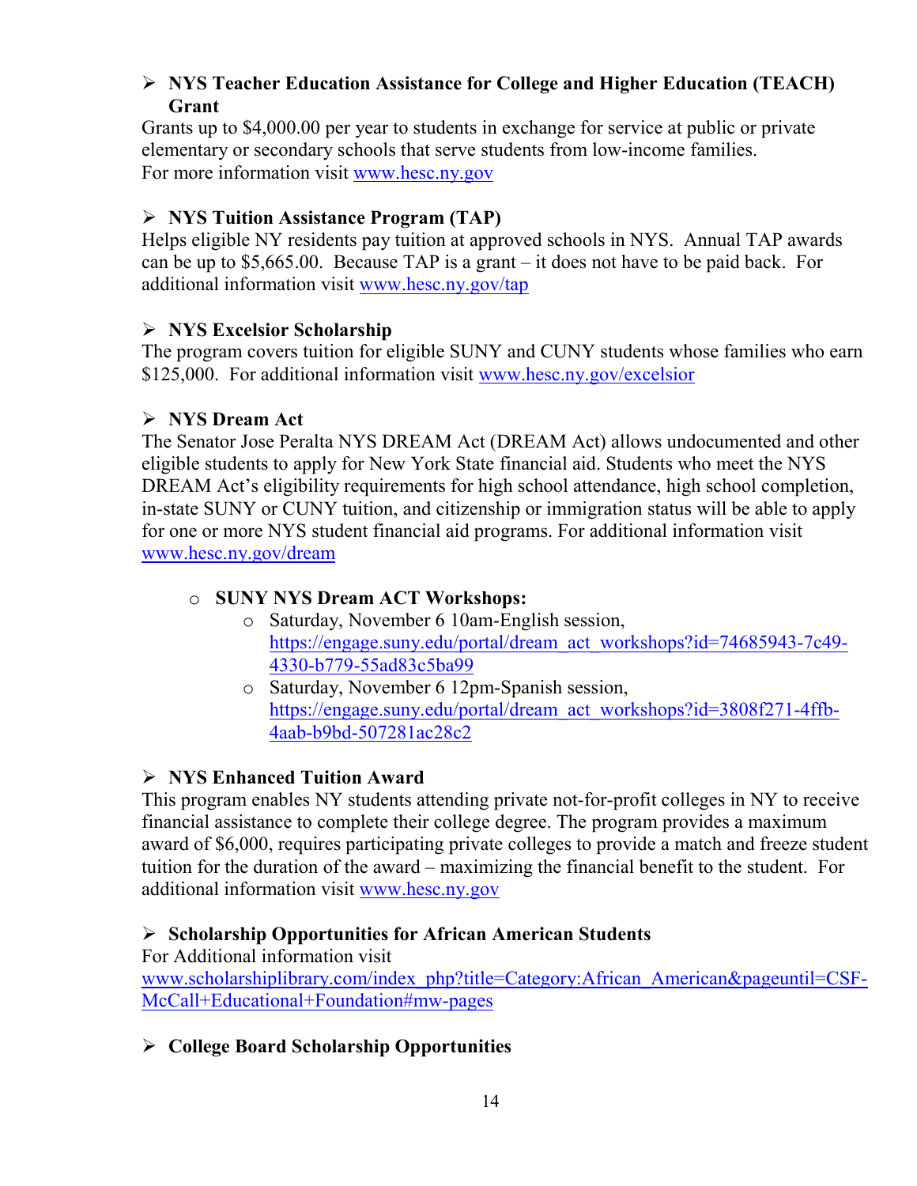- **NYS Teacher Education Assistance for College and Higher Education (TEACH) Grant**

Grants up to $4,000.00 per year to students in exchange for service at public or private elementary or secondary schools that serve students from low-income families.
For more information visit www.hesc.ny.gov

- **NYS Tuition Assistance Program (TAP)**

Helps eligible NY residents pay tuition at approved schools in NYS. Annual TAP awards can be up to $5,665.00. Because TAP is a grant – it does not have to be paid back. For additional information visit www.hesc.ny.gov/tap

- **NYS Excelsior Scholarship**

The program covers tuition for eligible SUNY and CUNY students whose families who earn $125,000. For additional information visit www.hesc.ny.gov/excelsior

- **NYS Dream Act**

The Senator Jose Peralta NYS DREAM Act (DREAM Act) allows undocumented and other eligible students to apply for New York State financial aid. Students who meet the NYS DREAM Act's eligibility requirements for high school attendance, high school completion, in-state SUNY or CUNY tuition, and citizenship or immigration status will be able to apply for one or more NYS student financial aid programs. For additional information visit www.hesc.ny.gov/dream

  - **SUNY NYS Dream ACT Workshops:**
    - Saturday, November 6 10am-English session, https://engage.suny.edu/portal/dream_act_workshops?id=74685943-7c49-4330-b779-55ad83c5ba99
    - Saturday, November 6 12pm-Spanish session, https://engage.suny.edu/portal/dream_act_workshops?id=3808f271-4ffb-4aab-b9bd-507281ac28c2

- **NYS Enhanced Tuition Award**

This program enables NY students attending private not-for-profit colleges in NY to receive financial assistance to complete their college degree. The program provides a maximum award of $6,000, requires participating private colleges to provide a match and freeze student tuition for the duration of the award – maximizing the financial benefit to the student. For additional information visit www.hesc.ny.gov

- **Scholarship Opportunities for African American Students**

For Additional information visit
www.scholarshiplibrary.com/index_php?title=Category:African_American&pageuntil=CSF-McCall+Educational+Foundation#mw-pages

- **College Board Scholarship Opportunities**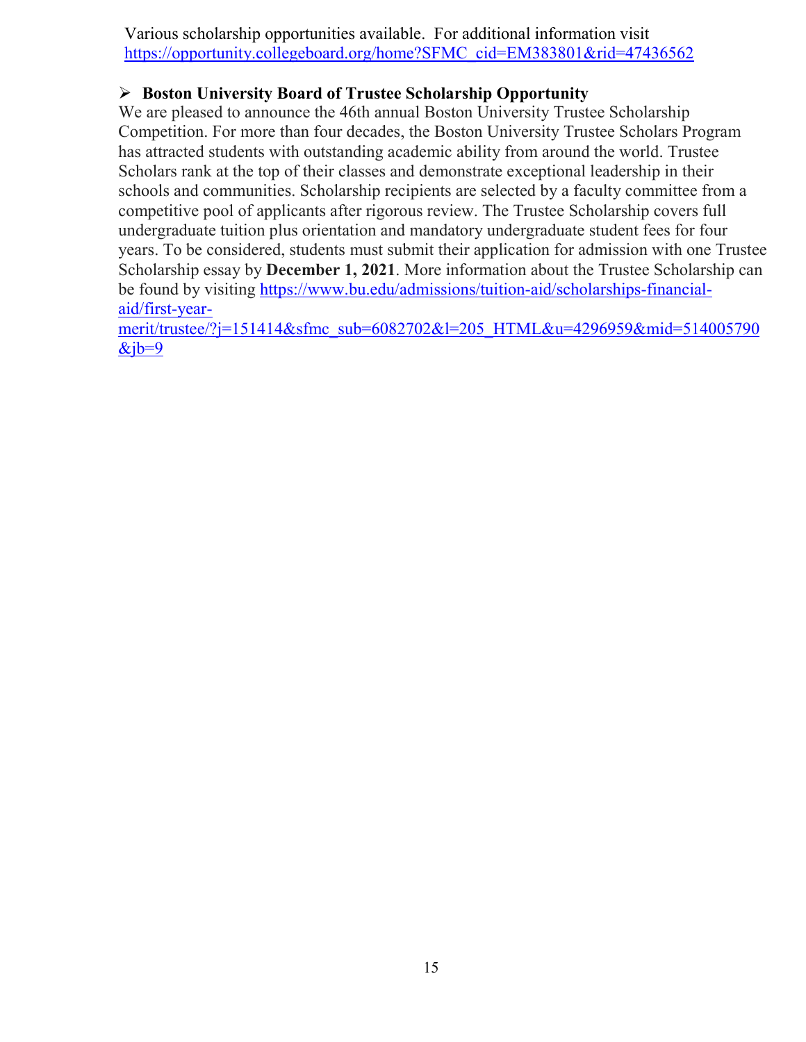Various scholarship opportunities available. For additional information visit https://opportunity.collegeboard.org/home?SFMC_cid=EM383801&rid=47436562

- **Boston University Board of Trustee Scholarship Opportunity**

We are pleased to announce the 46th annual Boston University Trustee Scholarship Competition. For more than four decades, the Boston University Trustee Scholars Program has attracted students with outstanding academic ability from around the world. Trustee Scholars rank at the top of their classes and demonstrate exceptional leadership in their schools and communities. Scholarship recipients are selected by a faculty committee from a competitive pool of applicants after rigorous review. The Trustee Scholarship covers full undergraduate tuition plus orientation and mandatory undergraduate student fees for four years. To be considered, students must submit their application for admission with one Trustee Scholarship essay by **December 1, 2021**. More information about the Trustee Scholarship can be found by visiting https://www.bu.edu/admissions/tuition-aid/scholarships-financial-aid/first-year-merit/trustee/?j=151414&sfmc_sub=6082702&l=205_HTML&u=4296959&mid=514005790&jb=9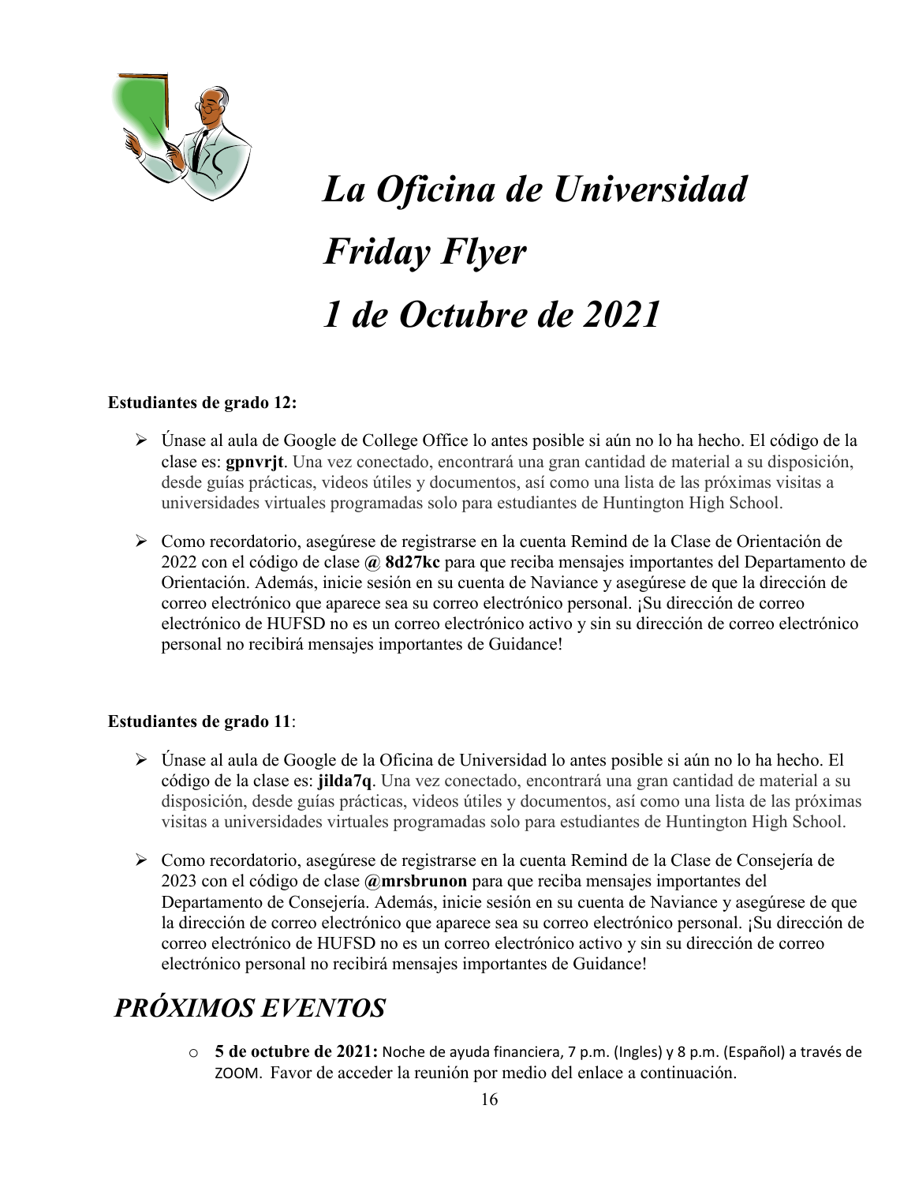# *La Oficina de Universidad Friday Flyer 1 de Octubre de 2021*

**Estudiantes de grado 12:**

- Únase al aula de Google de College Office lo antes posible si aún no lo ha hecho. El código de la clase es: **gpnvrjt**. Una vez conectado, encontrará una gran cantidad de material a su disposición, desde guías prácticas, videos útiles y documentos, así como una lista de las próximas visitas a universidades virtuales programadas solo para estudiantes de Huntington High School.
- Como recordatorio, asegúrese de registrarse en la cuenta Remind de la Clase de Orientación de 2022 con el código de clase **@ 8d27kc** para que reciba mensajes importantes del Departamento de Orientación. Además, inicie sesión en su cuenta de Naviance y asegúrese de que la dirección de correo electrónico que aparece sea su correo electrónico personal. ¡Su dirección de correo electrónico de HUFSD no es un correo electrónico activo y sin su dirección de correo electrónico personal no recibirá mensajes importantes de Guidance!

**Estudiantes de grado 11**:

- Únase al aula de Google de la Oficina de Universidad lo antes posible si aún no lo ha hecho. El código de la clase es: **jilda7q**. Una vez conectado, encontrará una gran cantidad de material a su disposición, desde guías prácticas, videos útiles y documentos, así como una lista de las próximas visitas a universidades virtuales programadas solo para estudiantes de Huntington High School.
- Como recordatorio, asegúrese de registrarse en la cuenta Remind de la Clase de Consejería de 2023 con el código de clase **@mrsbrunon** para que reciba mensajes importantes del Departamento de Consejería. Además, inicie sesión en su cuenta de Naviance y asegúrese de que la dirección de correo electrónico que aparece sea su correo electrónico personal. ¡Su dirección de correo electrónico de HUFSD no es un correo electrónico activo y sin su dirección de correo electrónico personal no recibirá mensajes importantes de Guidance!

## *PRÓXIMOS EVENTOS*

- **5 de octubre de 2021:** Noche de ayuda financiera, 7 p.m. (Ingles) y 8 p.m. (Español) a través de ZOOM. Favor de acceder la reunión por medio del enlace a continuación.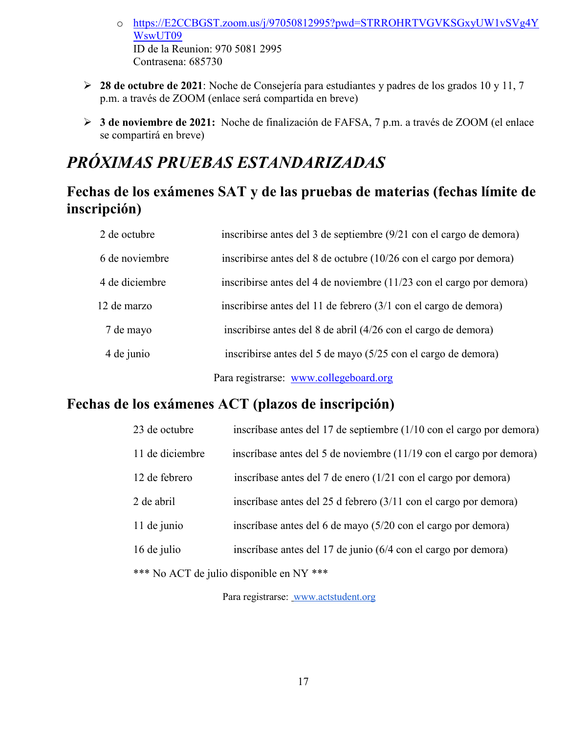- [https://E2CCBGST.zoom.us/j/97050812995?pwd=STRROHRTVGVKSGxyUW1vSVg4YWswUT09](https://E2CCBGST.zoom.us/j/97050812995?pwd=STRROHRTVGVKSGxyUW1vSVg4YWswUT09)
      ID de la Reunion: 970 5081 2995
      Contrasena: 685730

- **28 de octubre de 2021**: Noche de Consejería para estudiantes y padres de los grados 10 y 11, 7 p.m. a través de ZOOM (enlace será compartida en breve)
- **3 de noviembre de 2021:** Noche de finalización de FAFSA, 7 p.m. a través de ZOOM (el enlace se compartirá en breve)

# *PRÓXIMAS PRUEBAS ESTANDARIZADAS*

## Fechas de los exámenes SAT y de las pruebas de materias (fechas límite de inscripción)

| | |
|---|---|
| 2 de octubre | inscribirse antes del 3 de septiembre (9/21 con el cargo de demora) |
| 6 de noviembre | inscribirse antes del 8 de octubre (10/26 con el cargo por demora) |
| 4 de diciembre | inscribirse antes del 4 de noviembre (11/23 con el cargo por demora) |
| 12 de marzo | inscribirse antes del 11 de febrero (3/1 con el cargo de demora) |
| 7 de mayo | inscribirse antes del 8 de abril (4/26 con el cargo de demora) |
| 4 de junio | inscribirse antes del 5 de mayo (5/25 con el cargo de demora) |

Para registrarse: [www.collegeboard.org](http://www.collegeboard.org)

## Fechas de los exámenes ACT (plazos de inscripción)

| | |
|---|---|
| 23 de octubre | inscríbase antes del 17 de septiembre (1/10 con el cargo por demora) |
| 11 de diciembre | inscríbase antes del 5 de noviembre (11/19 con el cargo por demora) |
| 12 de febrero | inscríbase antes del 7 de enero (1/21 con el cargo por demora) |
| 2 de abril | inscríbase antes del 25 d febrero (3/11 con el cargo por demora) |
| 11 de junio | inscríbase antes del 6 de mayo (5/20 con el cargo por demora) |
| 16 de julio | inscríbase antes del 17 de junio (6/4 con el cargo por demora) |

*** No ACT de julio disponible en NY ***

Para registrarse: [www.actstudent.org](http://www.actstudent.org)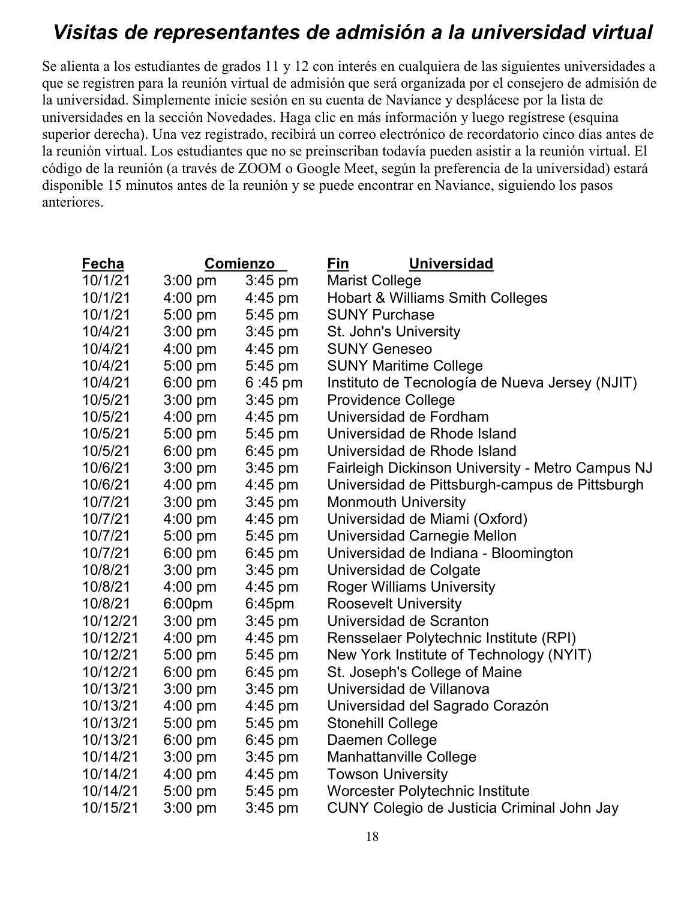# *Visitas de representantes de admisión a la universidad virtual*

Se alienta a los estudiantes de grados 11 y 12 con interés en cualquiera de las siguientes universidades a que se registren para la reunión virtual de admisión que será organizada por el consejero de admisión de la universidad. Simplemente inicie sesión en su cuenta de Naviance y desplácese por la lista de universidades en la sección Novedades. Haga clic en más información y luego regístrese (esquina superior derecha). Una vez registrado, recibirá un correo electrónico de recordatorio cinco días antes de la reunión virtual. Los estudiantes que no se preinscriban todavía pueden asistir a la reunión virtual. El código de la reunión (a través de ZOOM o Google Meet, según la preferencia de la universidad) estará disponible 15 minutos antes de la reunión y se puede encontrar en Naviance, siguiendo los pasos anteriores.

| Fecha | Comienzo | Fin | Universidad |
|---|---|---|---|
| 10/1/21 | 3:00 pm | 3:45 pm | Marist College |
| 10/1/21 | 4:00 pm | 4:45 pm | Hobart & Williams Smith Colleges |
| 10/1/21 | 5:00 pm | 5:45 pm | SUNY Purchase |
| 10/4/21 | 3:00 pm | 3:45 pm | St. John's University |
| 10/4/21 | 4:00 pm | 4:45 pm | SUNY Geneseo |
| 10/4/21 | 5:00 pm | 5:45 pm | SUNY Maritime College |
| 10/4/21 | 6:00 pm | 6 :45 pm | Instituto de Tecnología de Nueva Jersey (NJIT) |
| 10/5/21 | 3:00 pm | 3:45 pm | Providence College |
| 10/5/21 | 4:00 pm | 4:45 pm | Universidad de Fordham |
| 10/5/21 | 5:00 pm | 5:45 pm | Universidad de Rhode Island |
| 10/5/21 | 6:00 pm | 6:45 pm | Universidad de Rhode Island |
| 10/6/21 | 3:00 pm | 3:45 pm | Fairleigh Dickinson University - Metro Campus NJ |
| 10/6/21 | 4:00 pm | 4:45 pm | Universidad de Pittsburgh-campus de Pittsburgh |
| 10/7/21 | 3:00 pm | 3:45 pm | Monmouth University |
| 10/7/21 | 4:00 pm | 4:45 pm | Universidad de Miami (Oxford) |
| 10/7/21 | 5:00 pm | 5:45 pm | Universidad Carnegie Mellon |
| 10/7/21 | 6:00 pm | 6:45 pm | Universidad de Indiana - Bloomington |
| 10/8/21 | 3:00 pm | 3:45 pm | Universidad de Colgate |
| 10/8/21 | 4:00 pm | 4:45 pm | Roger Williams University |
| 10/8/21 | 6:00pm | 6:45pm | Roosevelt University |
| 10/12/21 | 3:00 pm | 3:45 pm | Universidad de Scranton |
| 10/12/21 | 4:00 pm | 4:45 pm | Rensselaer Polytechnic Institute (RPI) |
| 10/12/21 | 5:00 pm | 5:45 pm | New York Institute of Technology (NYIT) |
| 10/12/21 | 6:00 pm | 6:45 pm | St. Joseph's College of Maine |
| 10/13/21 | 3:00 pm | 3:45 pm | Universidad de Villanova |
| 10/13/21 | 4:00 pm | 4:45 pm | Universidad del Sagrado Corazón |
| 10/13/21 | 5:00 pm | 5:45 pm | Stonehill College |
| 10/13/21 | 6:00 pm | 6:45 pm | Daemen College |
| 10/14/21 | 3:00 pm | 3:45 pm | Manhattanville College |
| 10/14/21 | 4:00 pm | 4:45 pm | Towson University |
| 10/14/21 | 5:00 pm | 5:45 pm | Worcester Polytechnic Institute |
| 10/15/21 | 3:00 pm | 3:45 pm | CUNY Colegio de Justicia Criminal John Jay |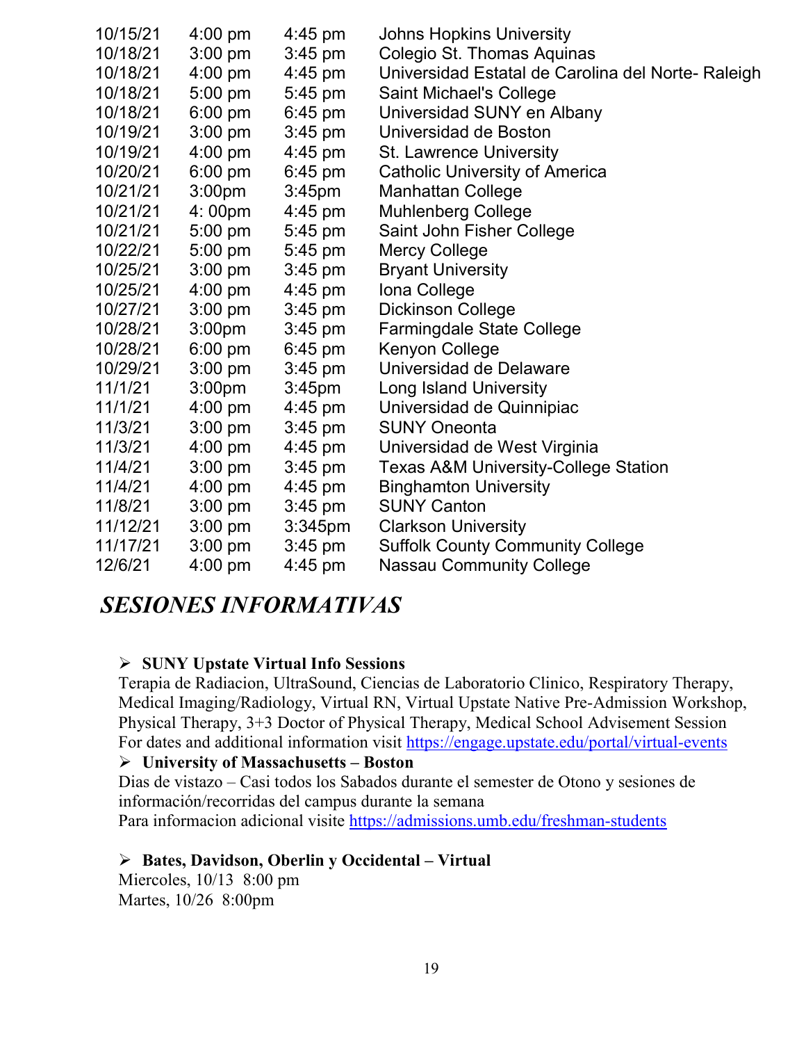| | | | |
|---|---|---|---|
| 10/15/21 | 4:00 pm | 4:45 pm | Johns Hopkins University |
| 10/18/21 | 3:00 pm | 3:45 pm | Colegio St. Thomas Aquinas |
| 10/18/21 | 4:00 pm | 4:45 pm | Universidad Estatal de Carolina del Norte- Raleigh |
| 10/18/21 | 5:00 pm | 5:45 pm | Saint Michael's College |
| 10/18/21 | 6:00 pm | 6:45 pm | Universidad SUNY en Albany |
| 10/19/21 | 3:00 pm | 3:45 pm | Universidad de Boston |
| 10/19/21 | 4:00 pm | 4:45 pm | St. Lawrence University |
| 10/20/21 | 6:00 pm | 6:45 pm | Catholic University of America |
| 10/21/21 | 3:00pm | 3:45pm | Manhattan College |
| 10/21/21 | 4: 00pm | 4:45 pm | Muhlenberg College |
| 10/21/21 | 5:00 pm | 5:45 pm | Saint John Fisher College |
| 10/22/21 | 5:00 pm | 5:45 pm | Mercy College |
| 10/25/21 | 3:00 pm | 3:45 pm | Bryant University |
| 10/25/21 | 4:00 pm | 4:45 pm | Iona College |
| 10/27/21 | 3:00 pm | 3:45 pm | Dickinson College |
| 10/28/21 | 3:00pm | 3:45 pm | Farmingdale State College |
| 10/28/21 | 6:00 pm | 6:45 pm | Kenyon College |
| 10/29/21 | 3:00 pm | 3:45 pm | Universidad de Delaware |
| 11/1/21 | 3:00pm | 3:45pm | Long Island University |
| 11/1/21 | 4:00 pm | 4:45 pm | Universidad de Quinnipiac |
| 11/3/21 | 3:00 pm | 3:45 pm | SUNY Oneonta |
| 11/3/21 | 4:00 pm | 4:45 pm | Universidad de West Virginia |
| 11/4/21 | 3:00 pm | 3:45 pm | Texas A&M University-College Station |
| 11/4/21 | 4:00 pm | 4:45 pm | Binghamton University |
| 11/8/21 | 3:00 pm | 3:45 pm | SUNY Canton |
| 11/12/21 | 3:00 pm | 3:345pm | Clarkson University |
| 11/17/21 | 3:00 pm | 3:45 pm | Suffolk County Community College |
| 12/6/21 | 4:00 pm | 4:45 pm | Nassau Community College |

## *SESIONES INFORMATIVAS*

- **SUNY Upstate Virtual Info Sessions**
  Terapia de Radiacion, UltraSound, Ciencias de Laboratorio Clinico, Respiratory Therapy, Medical Imaging/Radiology, Virtual RN, Virtual Upstate Native Pre-Admission Workshop, Physical Therapy, 3+3 Doctor of Physical Therapy, Medical School Advisement Session
  For dates and additional information visit https://engage.upstate.edu/portal/virtual-events
- **University of Massachusetts – Boston**
  Dias de vistazo – Casi todos los Sabados durante el semester de Otono y sesiones de información/recorridas del campus durante la semana
  Para informacion adicional visite https://admissions.umb.edu/freshman-students
- **Bates, Davidson, Oberlin y Occidental – Virtual**
  Miercoles, 10/13 8:00 pm
  Martes, 10/26 8:00pm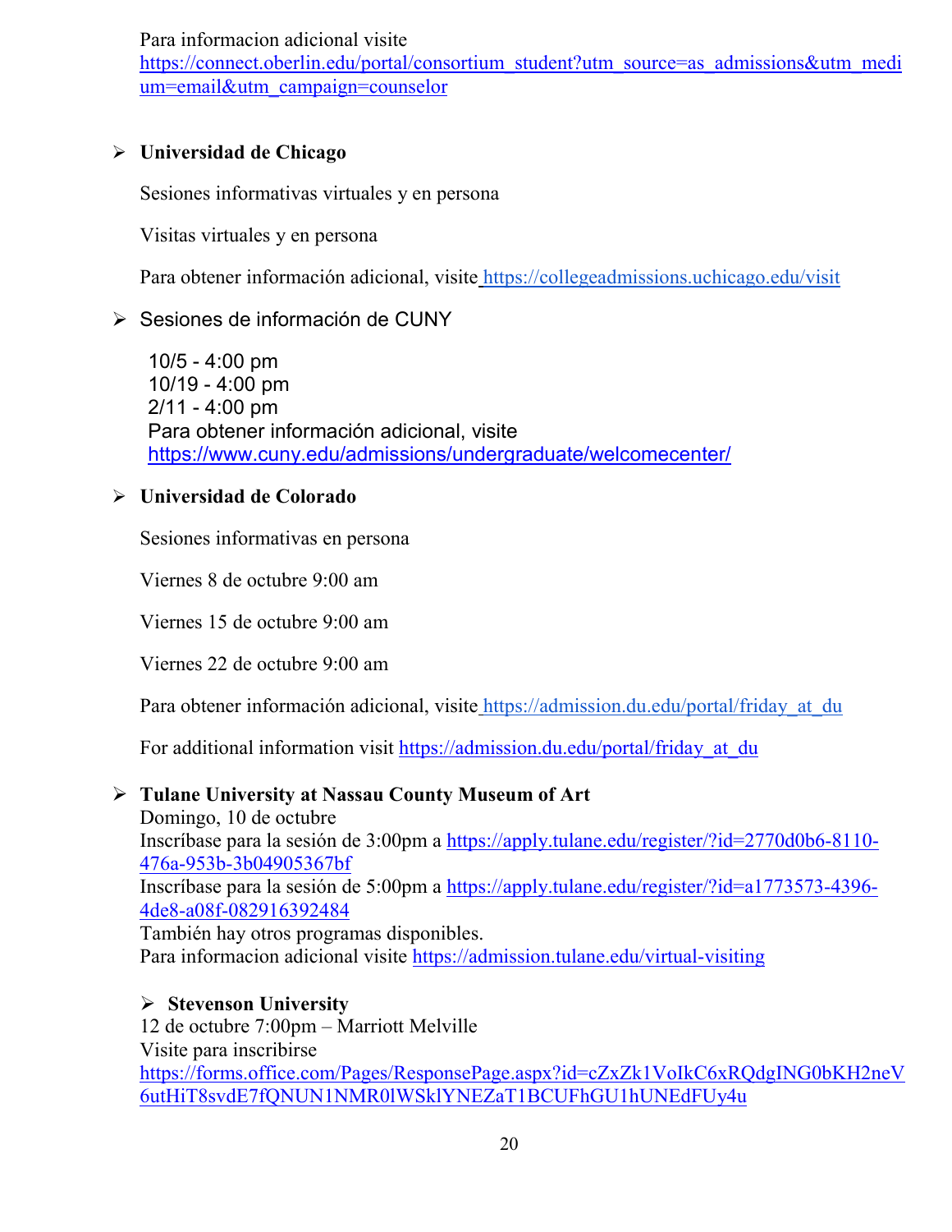Para informacion adicional visite
https://connect.oberlin.edu/portal/consortium_student?utm_source=as_admissions&utm_medium=email&utm_campaign=counselor

- **Universidad de Chicago**

  Sesiones informativas virtuales y en persona

  Visitas virtuales y en persona

  Para obtener información adicional, visite https://collegeadmissions.uchicago.edu/visit

- Sesiones de información de CUNY

  10/5 - 4:00 pm
  10/19 - 4:00 pm
  2/11 - 4:00 pm
  Para obtener información adicional, visite
  https://www.cuny.edu/admissions/undergraduate/welcomecenter/

- **Universidad de Colorado**

  Sesiones informativas en persona

  Viernes 8 de octubre 9:00 am

  Viernes 15 de octubre 9:00 am

  Viernes 22 de octubre 9:00 am

  Para obtener información adicional, visite https://admission.du.edu/portal/friday_at_du

  For additional information visit https://admission.du.edu/portal/friday_at_du

- **Tulane University at Nassau County Museum of Art**
  Domingo, 10 de octubre
  Inscríbase para la sesión de 3:00pm a https://apply.tulane.edu/register/?id=2770d0b6-8110-476a-953b-3b04905367bf
  Inscríbase para la sesión de 5:00pm a https://apply.tulane.edu/register/?id=a1773573-4396-4de8-a08f-082916392484
  También hay otros programas disponibles.
  Para informacion adicional visite https://admission.tulane.edu/virtual-visiting

- **Stevenson University**
  12 de octubre 7:00pm – Marriott Melville
  Visite para inscribirse
  https://forms.office.com/Pages/ResponsePage.aspx?id=cZxZk1VoIkC6xRQdgING0bKH2neV6utHiT8svdE7fQNUN1NMR0lWSklYNEZaT1BCUFhGU1hUNEdFUy4u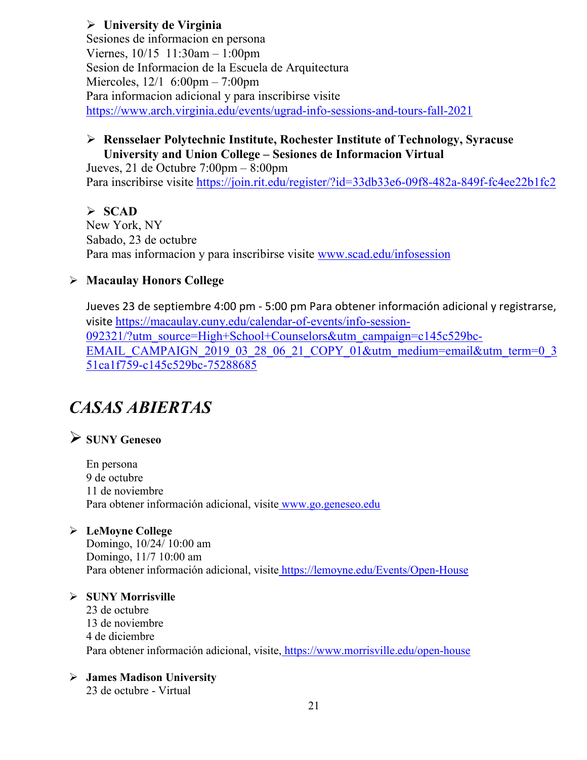- **University de Virginia**

  Sesiones de informacion en persona
  Viernes, 10/15  11:30am – 1:00pm
  Sesion de Informacion de la Escuela de Arquitectura
  Miercoles, 12/1  6:00pm – 7:00pm
  Para informacion adicional y para inscribirse visite
  https://www.arch.virginia.edu/events/ugrad-info-sessions-and-tours-fall-2021

- **Rensselaer Polytechnic Institute, Rochester Institute of Technology, Syracuse University and Union College – Sesiones de Informacion Virtual**

  Jueves, 21 de Octubre 7:00pm – 8:00pm
  Para inscribirse visite https://join.rit.edu/register/?id=33db33e6-09f8-482a-849f-fc4ee22b1fc2

- **SCAD**

  New York, NY
  Sabado, 23 de octubre
  Para mas informacion y para inscribirse visite www.scad.edu/infosession

- **Macaulay Honors College**

  Jueves 23 de septiembre 4:00 pm - 5:00 pm Para obtener información adicional y registrarse, visite https://macaulay.cuny.edu/calendar-of-events/info-session-092321/?utm_source=High+School+Counselors&utm_campaign=c145c529bc-EMAIL_CAMPAIGN_2019_03_28_06_21_COPY_01&utm_medium=email&utm_term=0_351ca1f759-c145c529bc-75288685

## *CASAS ABIERTAS*

- **SUNY Geneseo**

  En persona
  9 de octubre
  11 de noviembre
  Para obtener información adicional, visite www.go.geneseo.edu

- **LeMoyne College**

  Domingo, 10/24/ 10:00 am
  Domingo, 11/7 10:00 am
  Para obtener información adicional, visite https://lemoyne.edu/Events/Open-House

- **SUNY Morrisville**

  23 de octubre
  13 de noviembre
  4 de diciembre
  Para obtener información adicional, visite, https://www.morrisville.edu/open-house

- **James Madison University**

  23 de octubre - Virtual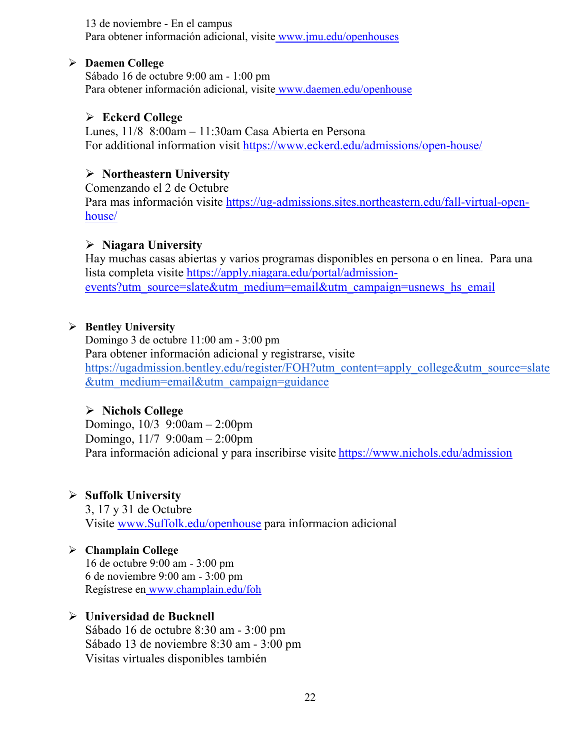13 de noviembre - En el campus
Para obtener información adicional, visite www.jmu.edu/openhouses

- **Daemen College**
  Sábado 16 de octubre 9:00 am - 1:00 pm
  Para obtener información adicional, visite www.daemen.edu/openhouse

- **Eckerd College**
  Lunes, 11/8  8:00am – 11:30am Casa Abierta en Persona
  For additional information visit https://www.eckerd.edu/admissions/open-house/

- **Northeastern University**
  Comenzando el 2 de Octubre
  Para mas información visite https://ug-admissions.sites.northeastern.edu/fall-virtual-open-house/

- **Niagara University**
  Hay muchas casas abiertas y varios programas disponibles en persona o en linea.  Para una lista completa visite https://apply.niagara.edu/portal/admission-events?utm_source=slate&utm_medium=email&utm_campaign=usnews_hs_email

- **Bentley University**
  Domingo 3 de octubre 11:00 am - 3:00 pm
  Para obtener información adicional y registrarse, visite https://ugadmission.bentley.edu/register/FOH?utm_content=apply_college&utm_source=slate&utm_medium=email&utm_campaign=guidance

- **Nichols College**
  Domingo, 10/3  9:00am – 2:00pm
  Domingo, 11/7  9:00am – 2:00pm
  Para información adicional y para inscribirse visite https://www.nichols.edu/admission

- **Suffolk University**
  3, 17 y 31 de Octubre
  Visite www.Suffolk.edu/openhouse para informacion adicional

- **Champlain College**
  16 de octubre 9:00 am - 3:00 pm
  6 de noviembre 9:00 am - 3:00 pm
  Regístrese en www.champlain.edu/foh

- **Universidad de Bucknell**
  Sábado 16 de octubre 8:30 am - 3:00 pm
  Sábado 13 de noviembre 8:30 am - 3:00 pm
  Visitas virtuales disponibles también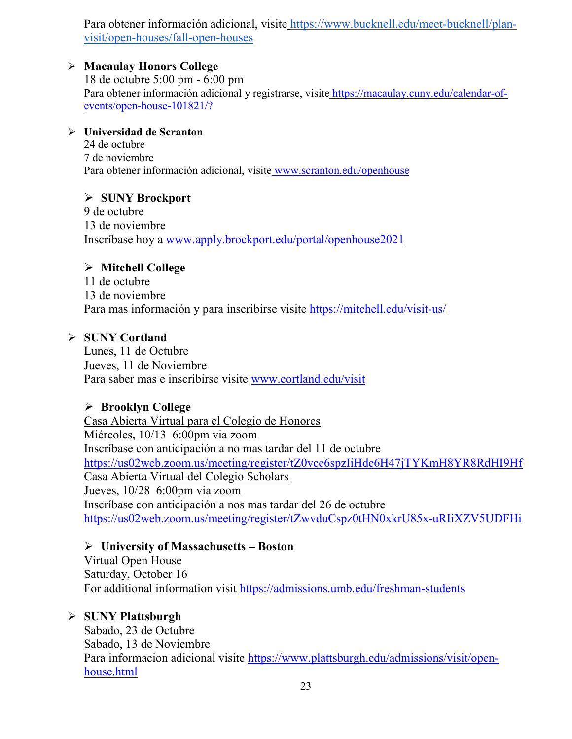Para obtener información adicional, visite https://www.bucknell.edu/meet-bucknell/plan-visit/open-houses/fall-open-houses

- **Macaulay Honors College**
  18 de octubre 5:00 pm - 6:00 pm
  Para obtener información adicional y registrarse, visite https://macaulay.cuny.edu/calendar-of-events/open-house-101821/?

- **Universidad de Scranton**
  24 de octubre
  7 de noviembre
  Para obtener información adicional, visite www.scranton.edu/openhouse

- **SUNY Brockport**
  9 de octubre
  13 de noviembre
  Inscríbase hoy a www.apply.brockport.edu/portal/openhouse2021

- **Mitchell College**
  11 de octubre
  13 de noviembre
  Para mas información y para inscribirse visite https://mitchell.edu/visit-us/

- **SUNY Cortland**
  Lunes, 11 de Octubre
  Jueves, 11 de Noviembre
  Para saber mas e inscribirse visite www.cortland.edu/visit

- **Brooklyn College**
  Casa Abierta Virtual para el Colegio de Honores
  Miércoles, 10/13 6:00pm via zoom
  Inscríbase con anticipación a no mas tardar del 11 de octubre
  https://us02web.zoom.us/meeting/register/tZ0vce6spzIiHde6H47jTYKmH8YR8RdHI9Hf
  Casa Abierta Virtual del Colegio Scholars
  Jueves, 10/28 6:00pm via zoom
  Inscríbase con anticipación a nos mas tardar del 26 de octubre
  https://us02web.zoom.us/meeting/register/tZwvduCspz0tHN0xkrU85x-uRIiXZV5UDFHi

- **University of Massachusetts – Boston**
  Virtual Open House
  Saturday, October 16
  For additional information visit https://admissions.umb.edu/freshman-students

- **SUNY Plattsburgh**
  Sabado, 23 de Octubre
  Sabado, 13 de Noviembre
  Para informacion adicional visite https://www.plattsburgh.edu/admissions/visit/open-house.html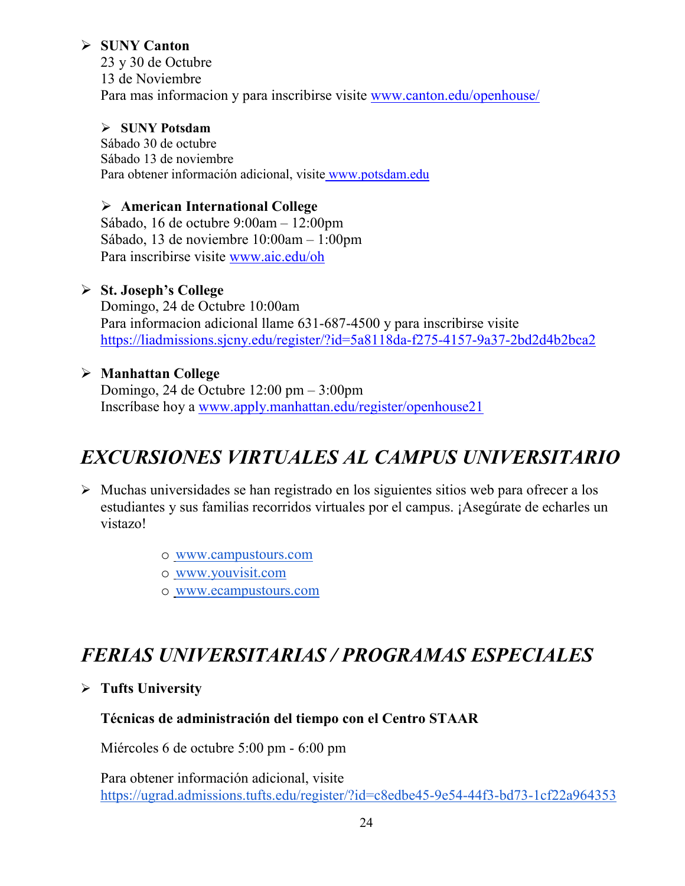- **SUNY Canton**
  23 y 30 de Octubre
  13 de Noviembre
  Para mas informacion y para inscribirse visite www.canton.edu/openhouse/

- **SUNY Potsdam**
  Sábado 30 de octubre
  Sábado 13 de noviembre
  Para obtener información adicional, visite www.potsdam.edu

- **American International College**
  Sábado, 16 de octubre 9:00am – 12:00pm
  Sábado, 13 de noviembre 10:00am – 1:00pm
  Para inscribirse visite www.aic.edu/oh

- **St. Joseph's College**
  Domingo, 24 de Octubre 10:00am
  Para informacion adicional llame 631-687-4500 y para inscribirse visite https://liadmissions.sjcny.edu/register/?id=5a8118da-f275-4157-9a37-2bd2d4b2bca2

- **Manhattan College**
  Domingo, 24 de Octubre 12:00 pm – 3:00pm
  Inscríbase hoy a www.apply.manhattan.edu/register/openhouse21

# *EXCURSIONES VIRTUALES AL CAMPUS UNIVERSITARIO*

- Muchas universidades se han registrado en los siguientes sitios web para ofrecer a los estudiantes y sus familias recorridos virtuales por el campus. ¡Asegúrate de echarles un vistazo!
  - www.campustours.com
  - www.youvisit.com
  - www.ecampustours.com

# *FERIAS UNIVERSITARIAS / PROGRAMAS ESPECIALES*

- **Tufts University**

  **Técnicas de administración del tiempo con el Centro STAAR**

  Miércoles 6 de octubre 5:00 pm - 6:00 pm

  Para obtener información adicional, visite https://ugrad.admissions.tufts.edu/register/?id=c8edbe45-9e54-44f3-bd73-1cf22a964353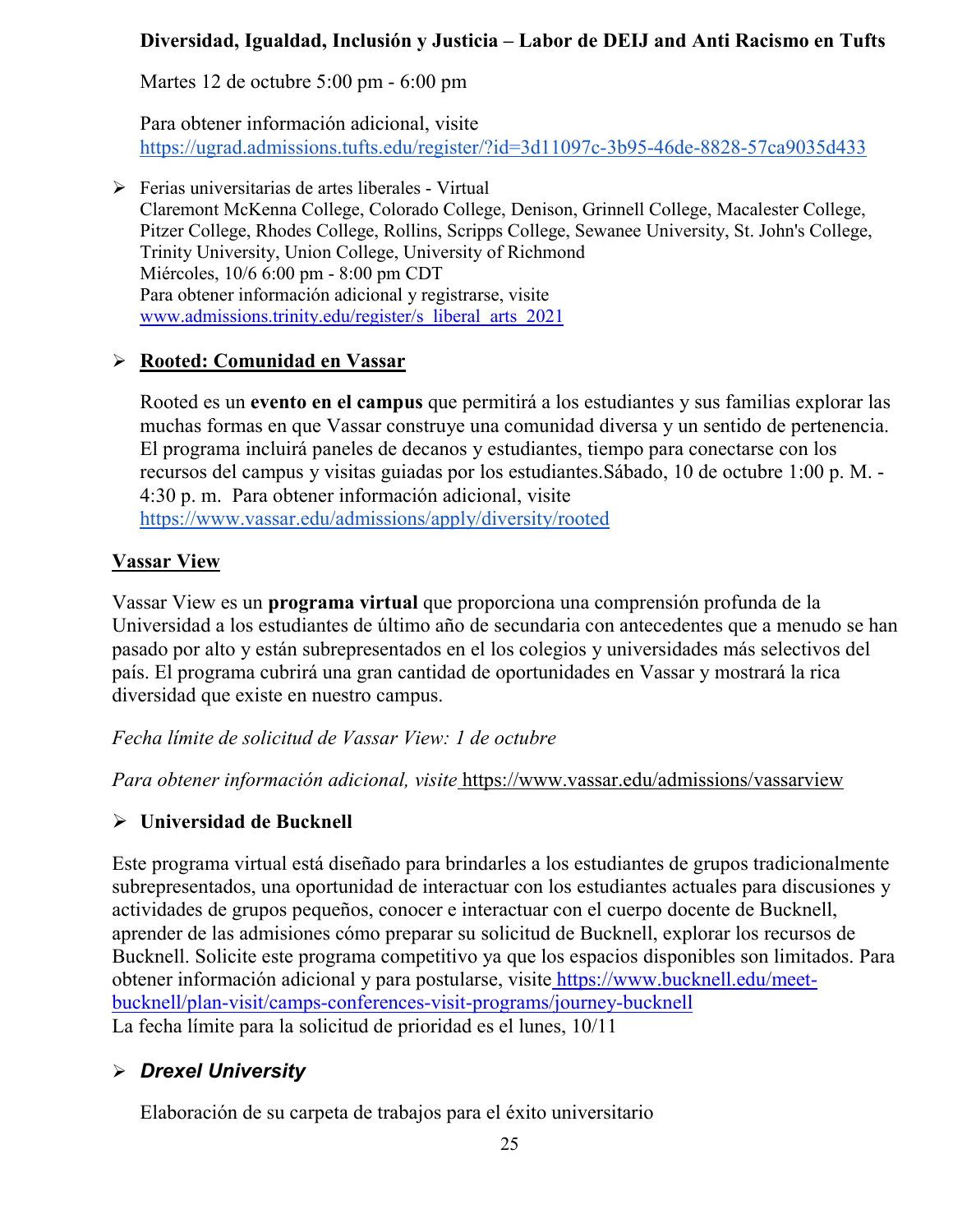**Diversidad, Igualdad, Inclusión y Justicia – Labor de DEIJ and Anti Racismo en Tufts**

Martes 12 de octubre 5:00 pm - 6:00 pm

Para obtener información adicional, visite https://ugrad.admissions.tufts.edu/register/?id=3d11097c-3b95-46de-8828-57ca9035d433

- Ferias universitarias de artes liberales - Virtual
  Claremont McKenna College, Colorado College, Denison, Grinnell College, Macalester College, Pitzer College, Rhodes College, Rollins, Scripps College, Sewanee University, St. John's College, Trinity University, Union College, University of Richmond
  Miércoles, 10/6 6:00 pm - 8:00 pm CDT
  Para obtener información adicional y registrarse, visite www.admissions.trinity.edu/register/s_liberal_arts_2021

- **Rooted: Comunidad en Vassar**

  Rooted es un **evento en el campus** que permitirá a los estudiantes y sus familias explorar las muchas formas en que Vassar construye una comunidad diversa y un sentido de pertenencia. El programa incluirá paneles de decanos y estudiantes, tiempo para conectarse con los recursos del campus y visitas guiadas por los estudiantes.Sábado, 10 de octubre 1:00 p. M. - 4:30 p. m. Para obtener información adicional, visite https://www.vassar.edu/admissions/apply/diversity/rooted

**Vassar View**

Vassar View es un **programa virtual** que proporciona una comprensión profunda de la Universidad a los estudiantes de último año de secundaria con antecedentes que a menudo se han pasado por alto y están subrepresentados en el los colegios y universidades más selectivos del país. El programa cubrirá una gran cantidad de oportunidades en Vassar y mostrará la rica diversidad que existe en nuestro campus.

*Fecha límite de solicitud de Vassar View: 1 de octubre*

*Para obtener información adicional, visite* https://www.vassar.edu/admissions/vassarview

- **Universidad de Bucknell**

Este programa virtual está diseñado para brindarles a los estudiantes de grupos tradicionalmente subrepresentados, una oportunidad de interactuar con los estudiantes actuales para discusiones y actividades de grupos pequeños, conocer e interactuar con el cuerpo docente de Bucknell, aprender de las admisiones cómo preparar su solicitud de Bucknell, explorar los recursos de Bucknell. Solicite este programa competitivo ya que los espacios disponibles son limitados. Para obtener información adicional y para postularse, visite https://www.bucknell.edu/meet-bucknell/plan-visit/camps-conferences-visit-programs/journey-bucknell
La fecha límite para la solicitud de prioridad es el lunes, 10/11

- ***Drexel University***

  Elaboración de su carpeta de trabajos para el éxito universitario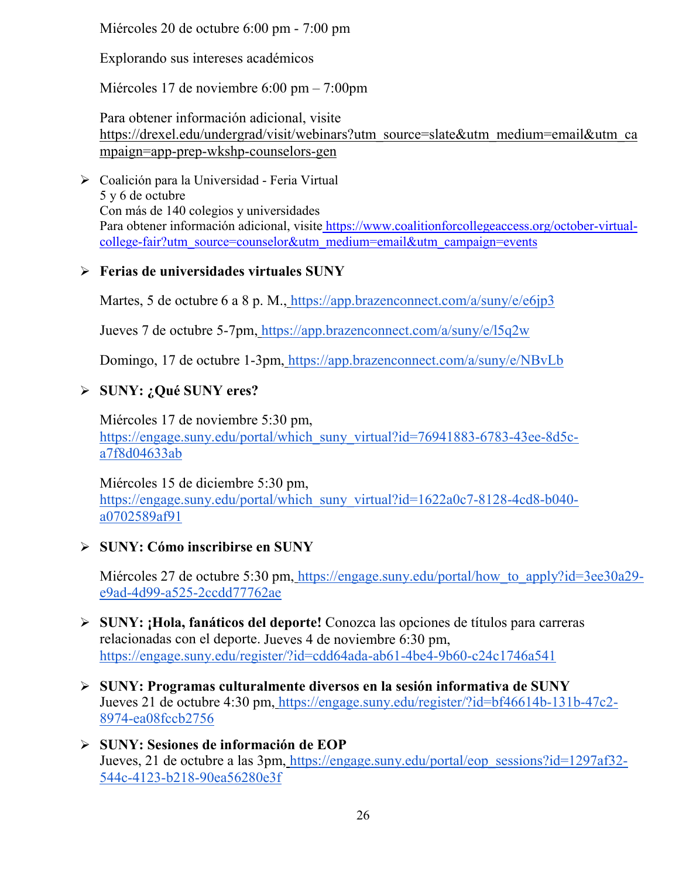Miércoles 20 de octubre 6:00 pm - 7:00 pm

Explorando sus intereses académicos

Miércoles 17 de noviembre 6:00 pm – 7:00pm

Para obtener información adicional, visite https://drexel.edu/undergrad/visit/webinars?utm_source=slate&utm_medium=email&utm_campaign=app-prep-wkshp-counselors-gen

- Coalición para la Universidad - Feria Virtual  
  5 y 6 de octubre  
  Con más de 140 colegios y universidades  
  Para obtener información adicional, visite https://www.coalitionforcollegeaccess.org/october-virtual-college-fair?utm_source=counselor&utm_medium=email&utm_campaign=events

- **Ferias de universidades virtuales SUNY**

  Martes, 5 de octubre 6 a 8 p. M., https://app.brazenconnect.com/a/suny/e/e6jp3

  Jueves 7 de octubre 5-7pm, https://app.brazenconnect.com/a/suny/e/l5q2w

  Domingo, 17 de octubre 1-3pm, https://app.brazenconnect.com/a/suny/e/NBvLb

- **SUNY: ¿Qué SUNY eres?**

  Miércoles 17 de noviembre 5:30 pm, https://engage.suny.edu/portal/which_suny_virtual?id=76941883-6783-43ee-8d5c-a7f8d04633ab

  Miércoles 15 de diciembre 5:30 pm, https://engage.suny.edu/portal/which_suny_virtual?id=1622a0c7-8128-4cd8-b040-a0702589af91

- **SUNY: Cómo inscribirse en SUNY**

  Miércoles 27 de octubre 5:30 pm, https://engage.suny.edu/portal/how_to_apply?id=3ee30a29-e9ad-4d99-a525-2ccdd77762ae

- **SUNY: ¡Hola, fanáticos del deporte!** Conozca las opciones de títulos para carreras relacionadas con el deporte. Jueves 4 de noviembre 6:30 pm, https://engage.suny.edu/register/?id=cdd64ada-ab61-4be4-9b60-c24c1746a541

- **SUNY: Programas culturalmente diversos en la sesión informativa de SUNY**  
  Jueves 21 de octubre 4:30 pm, https://engage.suny.edu/register/?id=bf46614b-131b-47c2-8974-ea08fccb2756

- **SUNY: Sesiones de información de EOP**  
  Jueves, 21 de octubre a las 3pm, https://engage.suny.edu/portal/eop_sessions?id=1297af32-544c-4123-b218-90ea56280e3f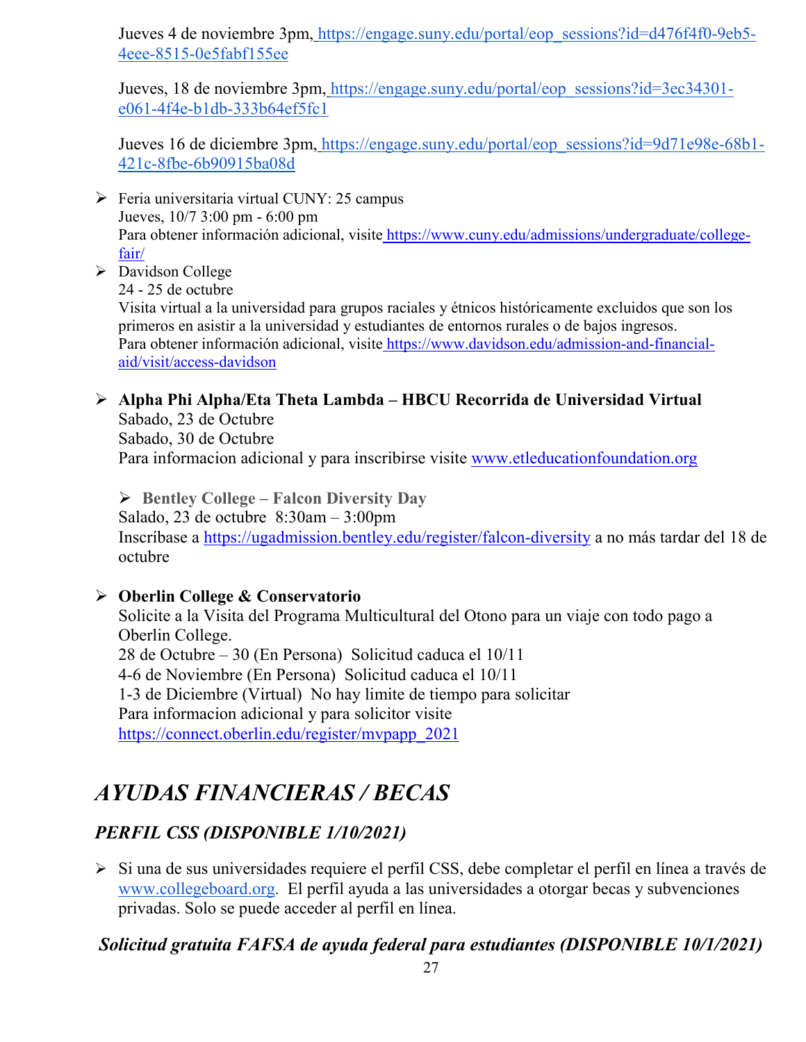Jueves 4 de noviembre 3pm, https://engage.suny.edu/portal/eop_sessions?id=d476f4f0-9eb5-4eee-8515-0e5fabf155ee

Jueves, 18 de noviembre 3pm, https://engage.suny.edu/portal/eop_sessions?id=3ec34301-e061-4f4e-b1db-333b64ef5fc1

Jueves 16 de diciembre 3pm, https://engage.suny.edu/portal/eop_sessions?id=9d71e98e-68b1-421c-8fbe-6b90915ba08d

- Feria universitaria virtual CUNY: 25 campus
  Jueves, 10/7 3:00 pm - 6:00 pm
  Para obtener información adicional, visite https://www.cuny.edu/admissions/undergraduate/college-fair/
- Davidson College
  24 - 25 de octubre
  Visita virtual a la universidad para grupos raciales y étnicos históricamente excluidos que son los primeros en asistir a la universidad y estudiantes de entornos rurales o de bajos ingresos.
  Para obtener información adicional, visite https://www.davidson.edu/admission-and-financial-aid/visit/access-davidson

- **Alpha Phi Alpha/Eta Theta Lambda – HBCU Recorrida de Universidad Virtual**
  Sabado, 23 de Octubre
  Sabado, 30 de Octubre
  Para informacion adicional y para inscribirse visite www.etleducationfoundation.org

- **Bentley College – Falcon Diversity Day**
  Salado, 23 de octubre 8:30am – 3:00pm
  Inscríbase a https://ugadmission.bentley.edu/register/falcon-diversity a no más tardar del 18 de octubre

- **Oberlin College & Conservatorio**
  Solicite a la Visita del Programa Multicultural del Otono para un viaje con todo pago a Oberlin College.
  28 de Octubre – 30 (En Persona) Solicitud caduca el 10/11
  4-6 de Noviembre (En Persona) Solicitud caduca el 10/11
  1-3 de Diciembre (Virtual) No hay limite de tiempo para solicitar
  Para informacion adicional y para solicitor visite https://connect.oberlin.edu/register/mvpapp_2021

# *AYUDAS FINANCIERAS / BECAS*

## *PERFIL CSS (DISPONIBLE 1/10/2021)*

- Si una de sus universidades requiere el perfil CSS, debe completar el perfil en línea a través de www.collegeboard.org. El perfil ayuda a las universidades a otorgar becas y subvenciones privadas. Solo se puede acceder al perfil en línea.

## *Solicitud gratuita FAFSA de ayuda federal para estudiantes (DISPONIBLE 10/1/2021)*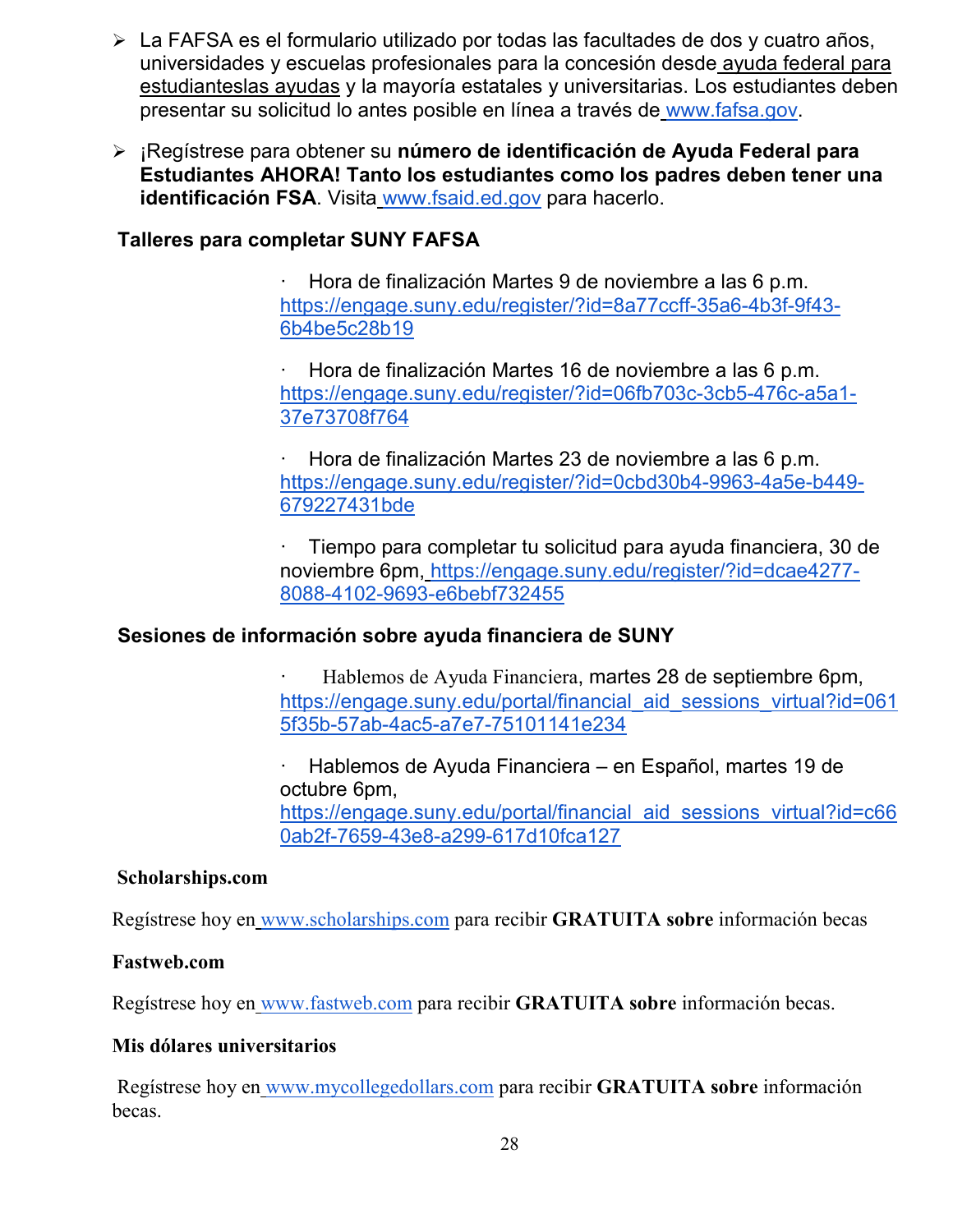- La FAFSA es el formulario utilizado por todas las facultades de dos y cuatro años, universidades y escuelas profesionales para la concesión desde ayuda federal para estudianteslas ayudas y la mayoría estatales y universitarias. Los estudiantes deben presentar su solicitud lo antes posible en línea a través de www.fafsa.gov.

- ¡Regístrese para obtener su **número de identificación de Ayuda Federal para Estudiantes AHORA! Tanto los estudiantes como los padres deben tener una identificación FSA**. Visita www.fsaid.ed.gov para hacerlo.

**Talleres para completar SUNY FAFSA**

- Hora de finalización Martes 9 de noviembre a las 6 p.m. https://engage.suny.edu/register/?id=8a77ccff-35a6-4b3f-9f43-6b4be5c28b19

- Hora de finalización Martes 16 de noviembre a las 6 p.m. https://engage.suny.edu/register/?id=06fb703c-3cb5-476c-a5a1-37e73708f764

- Hora de finalización Martes 23 de noviembre a las 6 p.m. https://engage.suny.edu/register/?id=0cbd30b4-9963-4a5e-b449-679227431bde

- Tiempo para completar tu solicitud para ayuda financiera, 30 de noviembre 6pm, https://engage.suny.edu/register/?id=dcae4277-8088-4102-9693-e6bebf732455

**Sesiones de información sobre ayuda financiera de SUNY**

- Hablemos de Ayuda Financiera, martes 28 de septiembre 6pm, https://engage.suny.edu/portal/financial_aid_sessions_virtual?id=0615f35b-57ab-4ac5-a7e7-75101141e234

- Hablemos de Ayuda Financiera – en Español, martes 19 de octubre 6pm, https://engage.suny.edu/portal/financial_aid_sessions_virtual?id=c660ab2f-7659-43e8-a299-617d10fca127

**Scholarships.com**

Regístrese hoy en www.scholarships.com para recibir **GRATUITA sobre** información becas

**Fastweb.com**

Regístrese hoy en www.fastweb.com para recibir **GRATUITA sobre** información becas.

**Mis dólares universitarios**

Regístrese hoy en www.mycollegedollars.com para recibir **GRATUITA sobre** información becas.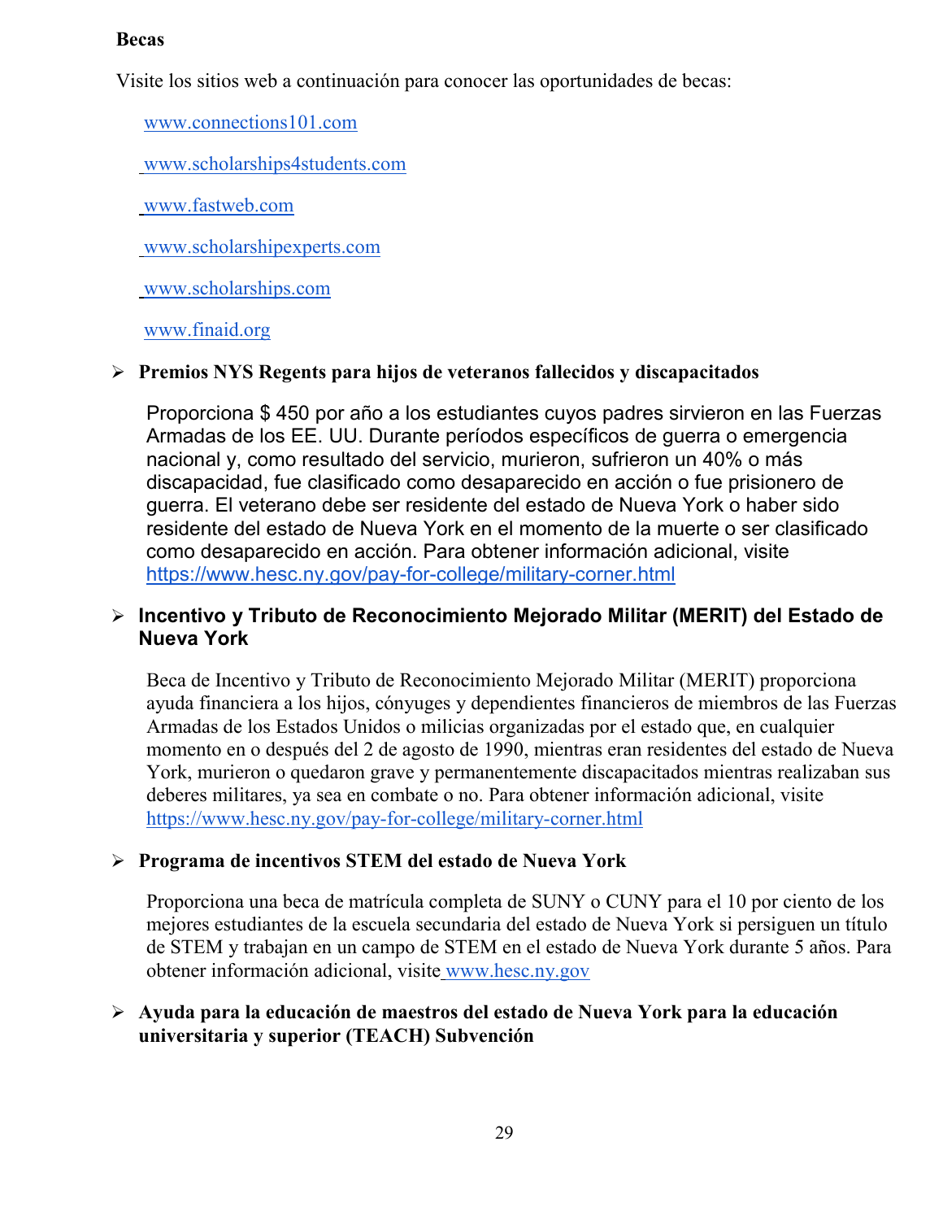**Becas**

Visite los sitios web a continuación para conocer las oportunidades de becas:

www.connections101.com

www.scholarships4students.com

www.fastweb.com

www.scholarshipexperts.com

www.scholarships.com

www.finaid.org

- **Premios NYS Regents para hijos de veteranos fallecidos y discapacitados**

  Proporciona $ 450 por año a los estudiantes cuyos padres sirvieron en las Fuerzas Armadas de los EE. UU. Durante períodos específicos de guerra o emergencia nacional y, como resultado del servicio, murieron, sufrieron un 40% o más discapacidad, fue clasificado como desaparecido en acción o fue prisionero de guerra. El veterano debe ser residente del estado de Nueva York o haber sido residente del estado de Nueva York en el momento de la muerte o ser clasificado como desaparecido en acción. Para obtener información adicional, visite https://www.hesc.ny.gov/pay-for-college/military-corner.html

- **Incentivo y Tributo de Reconocimiento Mejorado Militar (MERIT) del Estado de Nueva York**

  Beca de Incentivo y Tributo de Reconocimiento Mejorado Militar (MERIT) proporciona ayuda financiera a los hijos, cónyuges y dependientes financieros de miembros de las Fuerzas Armadas de los Estados Unidos o milicias organizadas por el estado que, en cualquier momento en o después del 2 de agosto de 1990, mientras eran residentes del estado de Nueva York, murieron o quedaron grave y permanentemente discapacitados mientras realizaban sus deberes militares, ya sea en combate o no. Para obtener información adicional, visite https://www.hesc.ny.gov/pay-for-college/military-corner.html

- **Programa de incentivos STEM del estado de Nueva York**

  Proporciona una beca de matrícula completa de SUNY o CUNY para el 10 por ciento de los mejores estudiantes de la escuela secundaria del estado de Nueva York si persiguen un título de STEM y trabajan en un campo de STEM en el estado de Nueva York durante 5 años. Para obtener información adicional, visite www.hesc.ny.gov

- **Ayuda para la educación de maestros del estado de Nueva York para la educación universitaria y superior (TEACH) Subvención**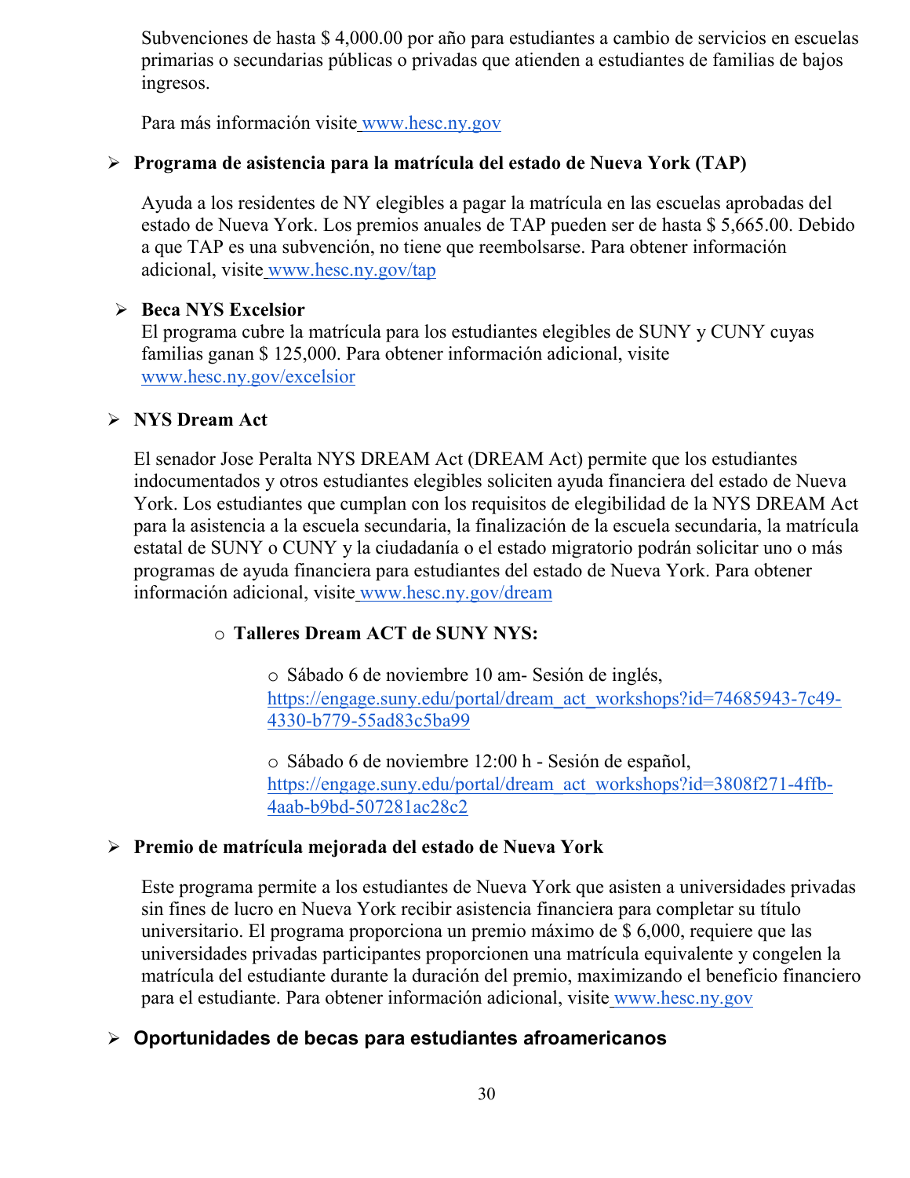Subvenciones de hasta $ 4,000.00 por año para estudiantes a cambio de servicios en escuelas primarias o secundarias públicas o privadas que atienden a estudiantes de familias de bajos ingresos.

Para más información visite www.hesc.ny.gov

- **Programa de asistencia para la matrícula del estado de Nueva York (TAP)**

  Ayuda a los residentes de NY elegibles a pagar la matrícula en las escuelas aprobadas del estado de Nueva York. Los premios anuales de TAP pueden ser de hasta $ 5,665.00. Debido a que TAP es una subvención, no tiene que reembolsarse. Para obtener información adicional, visite www.hesc.ny.gov/tap

- **Beca NYS Excelsior**

  El programa cubre la matrícula para los estudiantes elegibles de SUNY y CUNY cuyas familias ganan $ 125,000. Para obtener información adicional, visite www.hesc.ny.gov/excelsior

- **NYS Dream Act**

  El senador Jose Peralta NYS DREAM Act (DREAM Act) permite que los estudiantes indocumentados y otros estudiantes elegibles soliciten ayuda financiera del estado de Nueva York. Los estudiantes que cumplan con los requisitos de elegibilidad de la NYS DREAM Act para la asistencia a la escuela secundaria, la finalización de la escuela secundaria, la matrícula estatal de SUNY o CUNY y la ciudadanía o el estado migratorio podrán solicitar uno o más programas de ayuda financiera para estudiantes del estado de Nueva York. Para obtener información adicional, visite www.hesc.ny.gov/dream

  - **Talleres Dream ACT de SUNY NYS:**

    - Sábado 6 de noviembre 10 am- Sesión de inglés, https://engage.suny.edu/portal/dream_act_workshops?id=74685943-7c49-4330-b779-55ad83c5ba99

    - Sábado 6 de noviembre 12:00 h - Sesión de español, https://engage.suny.edu/portal/dream_act_workshops?id=3808f271-4ffb-4aab-b9bd-507281ac28c2

- **Premio de matrícula mejorada del estado de Nueva York**

  Este programa permite a los estudiantes de Nueva York que asisten a universidades privadas sin fines de lucro en Nueva York recibir asistencia financiera para completar su título universitario. El programa proporciona un premio máximo de $ 6,000, requiere que las universidades privadas participantes proporcionen una matrícula equivalente y congelen la matrícula del estudiante durante la duración del premio, maximizando el beneficio financiero para el estudiante. Para obtener información adicional, visite www.hesc.ny.gov

- **Oportunidades de becas para estudiantes afroamericanos**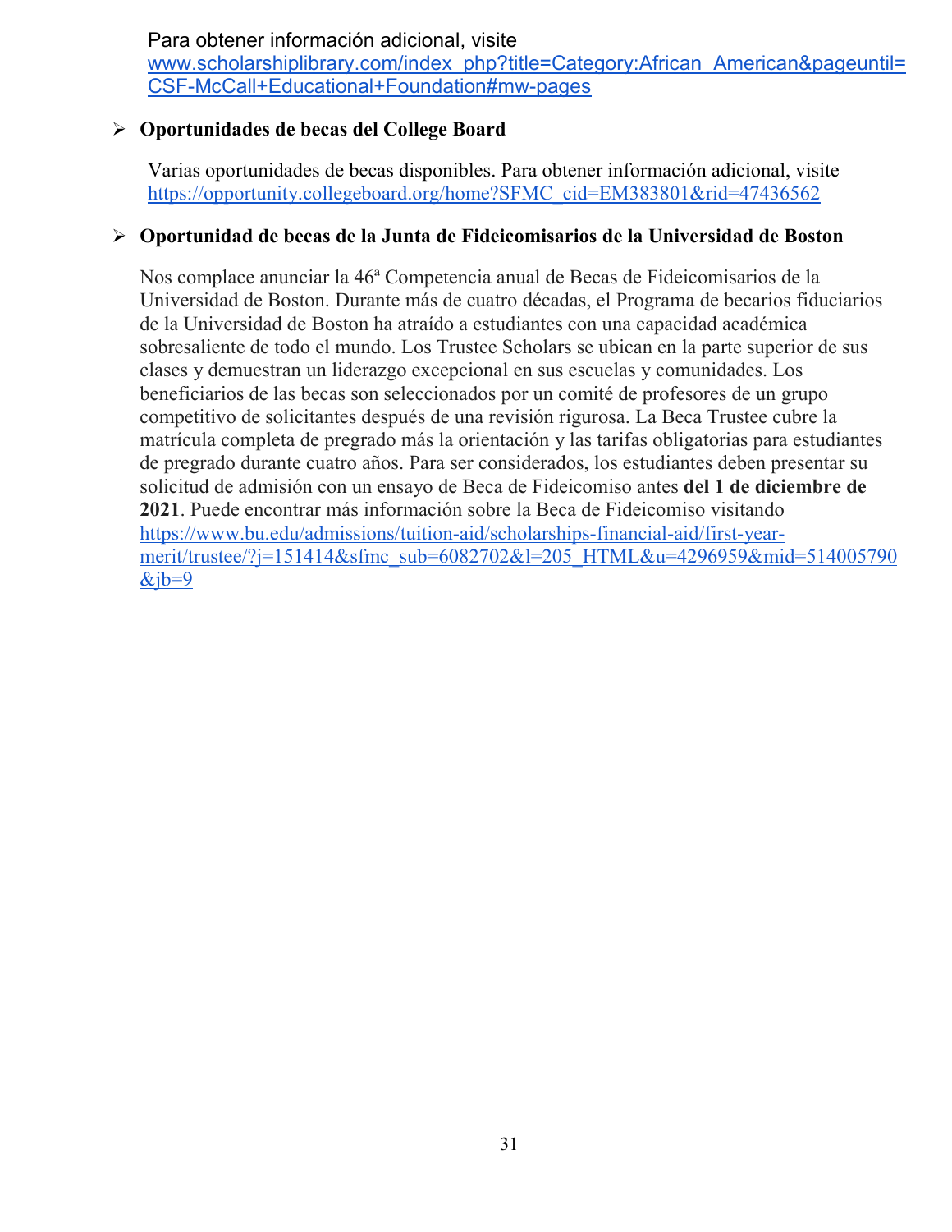Para obtener información adicional, visite www.scholarshiplibrary.com/index_php?title=Category:African_American&pageuntil=CSF-McCall+Educational+Foundation#mw-pages

- **Oportunidades de becas del College Board**

  Varias oportunidades de becas disponibles. Para obtener información adicional, visite https://opportunity.collegeboard.org/home?SFMC_cid=EM383801&rid=47436562

- **Oportunidad de becas de la Junta de Fideicomisarios de la Universidad de Boston**

  Nos complace anunciar la 46ª Competencia anual de Becas de Fideicomisarios de la Universidad de Boston. Durante más de cuatro décadas, el Programa de becarios fiduciarios de la Universidad de Boston ha atraído a estudiantes con una capacidad académica sobresaliente de todo el mundo. Los Trustee Scholars se ubican en la parte superior de sus clases y demuestran un liderazgo excepcional en sus escuelas y comunidades. Los beneficiarios de las becas son seleccionados por un comité de profesores de un grupo competitivo de solicitantes después de una revisión rigurosa. La Beca Trustee cubre la matrícula completa de pregrado más la orientación y las tarifas obligatorias para estudiantes de pregrado durante cuatro años. Para ser considerados, los estudiantes deben presentar su solicitud de admisión con un ensayo de Beca de Fideicomiso antes **del 1 de diciembre de 2021**. Puede encontrar más información sobre la Beca de Fideicomiso visitando https://www.bu.edu/admissions/tuition-aid/scholarships-financial-aid/first-year-merit/trustee/?j=151414&sfmc_sub=6082702&l=205_HTML&u=4296959&mid=514005790&jb=9